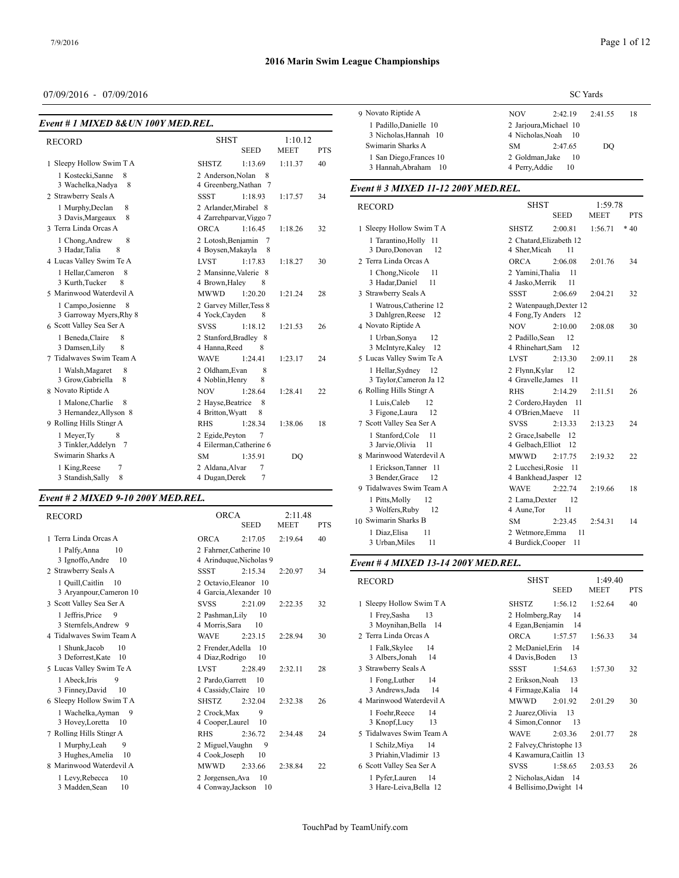## 2016 Marin Swim League Championships

07/09/2016 - 07/09/2016

SC Yards

### Event # 1 MIXED 8&UN 100Y MED.REL.

| | | SEED | MEET | PTS |
|---|---|---|---|---|
| RECORD | SHST | | 1:10.12 | |
| 1 Sleepy Hollow Swim T A | SHSTZ | 1:13.69 | 1:11.37 | 40 |
| 1 Kostecki,Sanne 8; 2 Anderson,Nolan 8; 3 Wachelka,Nadya 8; 4 Greenberg,Nathan 7 | | | | |
| 2 Strawberry Seals A | SSST | 1:18.93 | 1:17.57 | 34 |
| 1 Murphy,Declan 8; 2 Arlander,Mirabel 8; 3 Davis,Margeaux 8; 4 Zarrehparvar,Viggo 7 | | | | |
| 3 Terra Linda Orcas A | ORCA | 1:16.45 | 1:18.26 | 32 |
| 1 Chong,Andrew 8; 2 Lotosh,Benjamin 7; 3 Hadar,Talia 8; 4 Boysen,Makayla 8 | | | | |
| 4 Lucas Valley Swim Te A | LVST | 1:17.83 | 1:18.27 | 30 |
| 1 Hellar,Cameron 8; 2 Mansinne,Valerie 8; 3 Kurth,Tucker 8; 4 Brown,Haley 8 | | | | |
| 5 Marinwood Waterdevil A | MWWD | 1:20.20 | 1:21.24 | 28 |
| 1 Campo,Josienne 8; 2 Garvey Miller,Tess 8; 3 Garroway Myers,Rhy 8; 4 Yock,Cayden 8 | | | | |
| 6 Scott Valley Sea Ser A | SVSS | 1:18.12 | 1:21.53 | 26 |
| 1 Beneda,Claire 8; 2 Stanford,Bradley 8; 3 Damsen,Lily 8; 4 Hanna,Reed 8 | | | | |
| 7 Tidalwaves Swim Team A | WAVE | 1:24.41 | 1:23.17 | 24 |
| 1 Walsh,Magaret 8; 2 Oldham,Evan 8; 3 Grow,Gabriella 8; 4 Noblin,Henry 8 | | | | |
| 8 Novato Riptide A | NOV | 1:28.64 | 1:28.41 | 22 |
| 1 Malone,Charlie 8; 2 Hayse,Beatrice 8; 3 Hernandez,Allyson 8; 4 Britton,Wyatt 8 | | | | |
| 9 Rolling Hills Stingr A | RHS | 1:28.34 | 1:38.06 | 18 |
| 1 Meyer,Ty 8; 2 Egide,Peyton 7; 3 Tinkler,Addelyn 7; 4 Eilerman,Catherine 6 | | | | |
| Swimarin Sharks A | SM | 1:35.91 | DQ | |
| 1 King,Reese 7; 2 Aldana,Alvar 7; 3 Standish,Sally 8; 4 Dugan,Derek 7 | | | | |

### Event # 2 MIXED 9-10 200Y MED.REL.

| | | SEED | MEET | PTS |
|---|---|---|---|---|
| RECORD | ORCA | | 2:11.48 | |
| 1 Terra Linda Orcas A | ORCA | 2:17.05 | 2:19.64 | 40 |
| 1 Palfy,Anna 10; 2 Fahrner,Catherine 10; 3 Ignoffo,Andre 10; 4 Arinduque,Nicholas 9 | | | | |
| 2 Strawberry Seals A | SSST | 2:15.34 | 2:20.97 | 34 |
| 1 Quill,Caitlin 10; 2 Octavio,Eleanor 10; 3 Aryanpour,Cameron 10; 4 Garcia,Alexander 10 | | | | |
| 3 Scott Valley Sea Ser A | SVSS | 2:21.09 | 2:22.35 | 32 |
| 1 Jeffris,Price 9; 2 Pashman,Lily 10; 3 Sternfels,Andrew 9; 4 Morris,Sara 10 | | | | |
| 4 Tidalwaves Swim Team A | WAVE | 2:23.15 | 2:28.94 | 30 |
| 1 Shunk,Jacob 10; 2 Frender,Adella 10; 3 Deforrest,Kate 10; 4 Diaz,Rodrigo 10 | | | | |
| 5 Lucas Valley Swim Te A | LVST | 2:28.49 | 2:32.11 | 28 |
| 1 Abeck,Iris 9; 2 Pardo,Garrett 10; 3 Finney,David 10; 4 Cassidy,Claire 10 | | | | |
| 6 Sleepy Hollow Swim T A | SHSTZ | 2:32.04 | 2:32.38 | 26 |
| 1 Wachelka,Ayman 9; 2 Crock,Max 9; 3 Hovey,Loretta 10; 4 Cooper,Laurel 10 | | | | |
| 7 Rolling Hills Stingr A | RHS | 2:36.72 | 2:34.48 | 24 |
| 1 Murphy,Leah 9; 2 Miguel,Vaughn 9; 3 Hughes,Amelia 10; 4 Cook,Joseph 10 | | | | |
| 8 Marinwood Waterdevil A | MWWD | 2:33.66 | 2:38.84 | 22 |
| 1 Levy,Rebecca 10; 2 Jorgensen,Ava 10; 3 Madden,Sean 10; 4 Conway,Jackson 10 | | | | |
| 9 Novato Riptide A | NOV | 2:42.19 | 2:41.55 | 18 |
| 1 Padillo,Danielle 10; 2 Jarjoura,Michael 10; 3 Nicholas,Hannah 10; 4 Nicholas,Noah 10 | | | | |
| Swimarin Sharks A | SM | 2:47.65 | DQ | |
| 1 San Diego,Frances 10; 2 Goldman,Jake 10; 3 Hannah,Abraham 10; 4 Perry,Addie 10 | | | | |

### Event # 3 MIXED 11-12 200Y MED.REL.

| | | SEED | MEET | PTS |
|---|---|---|---|---|
| RECORD | SHST | | 1:59.78 | |
| 1 Sleepy Hollow Swim T A | SHSTZ | 2:00.81 | 1:56.71 * | 40 |
| 1 Tarantino,Holly 11; 2 Chatard,Elizabeth 12; 3 Duro,Donovan 12; 4 Sher,Micah 11 | | | | |
| 2 Terra Linda Orcas A | ORCA | 2:06.08 | 2:01.76 | 34 |
| 1 Chong,Nicole 11; 2 Yamini,Thalia 11; 3 Hadar,Daniel 11; 4 Jasko,Merrik 11 | | | | |
| 3 Strawberry Seals A | SSST | 2:06.69 | 2:04.21 | 32 |
| 1 Watrous,Catherine 12; 2 Watenpaugh,Dexter 12; 3 Dahlgren,Reese 12; 4 Fong,Ty Anders 12 | | | | |
| 4 Novato Riptide A | NOV | 2:10.00 | 2:08.08 | 30 |
| 1 Urban,Sonya 12; 2 Padillo,Sean 12; 3 McIntyre,Kaley 12; 4 Rhinehart,Sam 12 | | | | |
| 5 Lucas Valley Swim Te A | LVST | 2:13.30 | 2:09.11 | 28 |
| 1 Hellar,Sydney 12; 2 Flynn,Kylar 12; 3 Taylor,Cameron Ja 12; 4 Gravelle,James 11 | | | | |
| 6 Rolling Hills Stingr A | RHS | 2:14.29 | 2:11.51 | 26 |
| 1 Luis,Caleb 12; 2 Cordero,Hayden 11; 3 Figone,Laura 12; 4 O'Brien,Maeve 11 | | | | |
| 7 Scott Valley Sea Ser A | SVSS | 2:13.33 | 2:13.23 | 24 |
| 1 Stanford,Cole 11; 2 Grace,Isabelle 12; 3 Jarvie,Olivia 11; 4 Gelbach,Elliot 12 | | | | |
| 8 Marinwood Waterdevil A | MWWD | 2:17.75 | 2:19.32 | 22 |
| 1 Erickson,Tanner 11; 2 Lucchesi,Rosie 11; 3 Bender,Grace 12; 4 Bankhead,Jasper 12 | | | | |
| 9 Tidalwaves Swim Team A | WAVE | 2:22.74 | 2:19.66 | 18 |
| 1 Pitts,Molly 12; 2 Lama,Dexter 12; 3 Wolfers,Ruby 12; 4 Aune,Tor 11 | | | | |
| 10 Swimarin Sharks B | SM | 2:23.45 | 2:54.31 | 14 |
| 1 Diaz,Elisa 11; 2 Wetmore,Emma 11; 3 Urban,Miles 11; 4 Burdick,Cooper 11 | | | | |

### Event # 4 MIXED 13-14 200Y MED.REL.

| | | SEED | MEET | PTS |
|---|---|---|---|---|
| RECORD | SHST | | 1:49.40 | |
| 1 Sleepy Hollow Swim T A | SHSTZ | 1:56.12 | 1:52.64 | 40 |
| 1 Frey,Sasha 13; 2 Holmberg,Ray 14; 3 Moynihan,Bella 14; 4 Egan,Benjamin 14 | | | | |
| 2 Terra Linda Orcas A | ORCA | 1:57.57 | 1:56.33 | 34 |
| 1 Falk,Skylee 14; 2 McDaniel,Erin 14; 3 Albers,Jonah 14; 4 Davis,Boden 13 | | | | |
| 3 Strawberry Seals A | SSST | 1:54.63 | 1:57.30 | 32 |
| 1 Fong,Luther 14; 2 Erikson,Noah 13; 3 Andrews,Jada 14; 4 Firmage,Kalia 14 | | | | |
| 4 Marinwood Waterdevil A | MWWD | 2:01.92 | 2:01.29 | 30 |
| 1 Foehr,Reece 14; 2 Juarez,Olivia 13; 3 Knopf,Lucy 13; 4 Simon,Connor 13 | | | | |
| 5 Tidalwaves Swim Team A | WAVE | 2:03.36 | 2:01.77 | 28 |
| 1 Schilz,Miya 14; 2 Falvey,Christophe 13; 3 Priahin,Vladimir 13; 4 Kawamura,Caitlin 13 | | | | |
| 6 Scott Valley Sea Ser A | SVSS | 1:58.65 | 2:03.53 | 26 |
| 1 Pyfer,Lauren 14; 2 Nicholas,Aidan 14; 3 Hare-Leiva,Bella 12; 4 Bellisimo,Dwight 14 | | | | |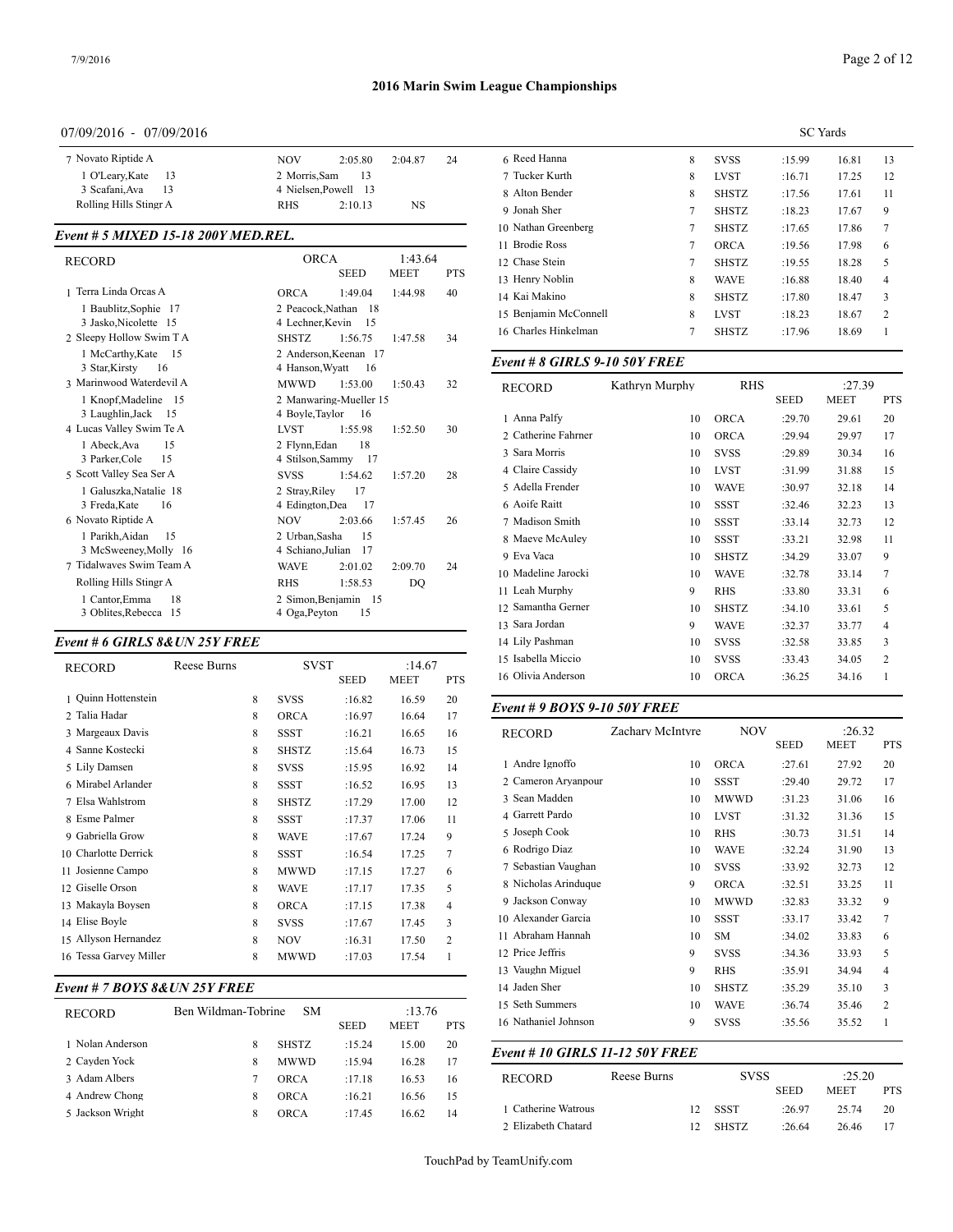# 2016 Marin Swim League Championships

07/09/2016 - 07/09/2016

SC Yards

| | | | | |
|---|---|---|---|---|
| 7 Novato Riptide A | NOV | 2:05.80 | 2:04.87 | 24 |
| 1 O'Leary,Kate 13 | 2 Morris,Sam 13 | | | |
| 3 Scafani,Ava 13 | 4 Nielsen,Powell 13 | | | |
| Rolling Hills Stingr A | RHS | 2:10.13 | NS | |

## *Event # 5 MIXED 15-18 200Y MED.REL.*

| RECORD | ORCA | 1:43.64 | | |
|---|---|---|---|---|
| | | SEED | MEET | PTS |
| 1 Terra Linda Orcas A | ORCA | 1:49.04 | 1:44.98 | 40 |
| 1 Baublitz,Sophie 17 | 2 Peacock,Nathan 18 | | | |
| 3 Jasko,Nicolette 15 | 4 Lechner,Kevin 15 | | | |
| 2 Sleepy Hollow Swim T A | SHSTZ | 1:56.75 | 1:47.58 | 34 |
| 1 McCarthy,Kate 15 | 2 Anderson,Keenan 17 | | | |
| 3 Star,Kirsty 16 | 4 Hanson,Wyatt 16 | | | |
| 3 Marinwood Waterdevil A | MWWD | 1:53.00 | 1:50.43 | 32 |
| 1 Knopf,Madeline 15 | 2 Manwaring-Mueller 15 | | | |
| 3 Laughlin,Jack 15 | 4 Boyle,Taylor 16 | | | |
| 4 Lucas Valley Swim Te A | LVST | 1:55.98 | 1:52.50 | 30 |
| 1 Abeck,Ava 15 | 2 Flynn,Edan 18 | | | |
| 3 Parker,Cole 15 | 4 Stilson,Sammy 17 | | | |
| 5 Scott Valley Sea Ser A | SVSS | 1:54.62 | 1:57.20 | 28 |
| 1 Galuszka,Natalie 18 | 2 Stray,Riley 17 | | | |
| 3 Freda,Kate 16 | 4 Edington,Dea 17 | | | |
| 6 Novato Riptide A | NOV | 2:03.66 | 1:57.45 | 26 |
| 1 Parikh,Aidan 15 | 2 Urban,Sasha 15 | | | |
| 3 McSweeney,Molly 16 | 4 Schiano,Julian 17 | | | |
| 7 Tidalwaves Swim Team A | WAVE | 2:01.02 | 2:09.70 | 24 |
| Rolling Hills Stingr A | RHS | 1:58.53 | DQ | |
| 1 Cantor,Emma 18 | 2 Simon,Benjamin 15 | | | |
| 3 Oblites,Rebecca 15 | 4 Oga,Peyton 15 | | | |

## *Event # 6 GIRLS 8&UN 25Y FREE*

| RECORD | Reese Burns | | SVST | :14.67 | |
|---|---|---|---|---|---|
| | | | SEED | MEET | PTS |
| 1 Quinn Hottenstein | 8 | SVSS | :16.82 | 16.59 | 20 |
| 2 Talia Hadar | 8 | ORCA | :16.97 | 16.64 | 17 |
| 3 Margeaux Davis | 8 | SSST | :16.21 | 16.65 | 16 |
| 4 Sanne Kostecki | 8 | SHSTZ | :15.64 | 16.73 | 15 |
| 5 Lily Damsen | 8 | SVSS | :15.95 | 16.92 | 14 |
| 6 Mirabel Arlander | 8 | SSST | :16.52 | 16.95 | 13 |
| 7 Elsa Wahlstrom | 8 | SHSTZ | :17.29 | 17.00 | 12 |
| 8 Esme Palmer | 8 | SSST | :17.37 | 17.06 | 11 |
| 9 Gabriella Grow | 8 | WAVE | :17.67 | 17.24 | 9 |
| 10 Charlotte Derrick | 8 | SSST | :16.54 | 17.25 | 7 |
| 11 Josienne Campo | 8 | MWWD | :17.15 | 17.27 | 6 |
| 12 Giselle Orson | 8 | WAVE | :17.17 | 17.35 | 5 |
| 13 Makayla Boysen | 8 | ORCA | :17.15 | 17.38 | 4 |
| 14 Elise Boyle | 8 | SVSS | :17.67 | 17.45 | 3 |
| 15 Allyson Hernandez | 8 | NOV | :16.31 | 17.50 | 2 |
| 16 Tessa Garvey Miller | 8 | MWWD | :17.03 | 17.54 | 1 |

## *Event # 7 BOYS 8&UN 25Y FREE*

| RECORD | Ben Wildman-Tobrine | | SM | :13.76 | |
|---|---|---|---|---|---|
| | | | SEED | MEET | PTS |
| 1 Nolan Anderson | 8 | SHSTZ | :15.24 | 15.00 | 20 |
| 2 Cayden Yock | 8 | MWWD | :15.94 | 16.28 | 17 |
| 3 Adam Albers | 7 | ORCA | :17.18 | 16.53 | 16 |
| 4 Andrew Chong | 8 | ORCA | :16.21 | 16.56 | 15 |
| 5 Jackson Wright | 8 | ORCA | :17.45 | 16.62 | 14 |
| 6 Reed Hanna | 8 | SVSS | :15.99 | 16.81 | 13 |
| 7 Tucker Kurth | 8 | LVST | :16.71 | 17.25 | 12 |
| 8 Alton Bender | 8 | SHSTZ | :17.56 | 17.61 | 11 |
| 9 Jonah Sher | 7 | SHSTZ | :18.23 | 17.67 | 9 |
| 10 Nathan Greenberg | 7 | SHSTZ | :17.65 | 17.86 | 7 |
| 11 Brodie Ross | 7 | ORCA | :19.56 | 17.98 | 6 |
| 12 Chase Stein | 7 | SHSTZ | :19.55 | 18.28 | 5 |
| 13 Henry Noblin | 8 | WAVE | :16.88 | 18.40 | 4 |
| 14 Kai Makino | 8 | SHSTZ | :17.80 | 18.47 | 3 |
| 15 Benjamin McConnell | 8 | LVST | :18.23 | 18.67 | 2 |
| 16 Charles Hinkelman | 7 | SHSTZ | :17.96 | 18.69 | 1 |

## *Event # 8 GIRLS 9-10 50Y FREE*

| RECORD | Kathryn Murphy | | RHS | :27.39 | |
|---|---|---|---|---|---|
| | | | SEED | MEET | PTS |
| 1 Anna Palfy | 10 | ORCA | :29.70 | 29.61 | 20 |
| 2 Catherine Fahrner | 10 | ORCA | :29.94 | 29.97 | 17 |
| 3 Sara Morris | 10 | SVSS | :29.89 | 30.34 | 16 |
| 4 Claire Cassidy | 10 | LVST | :31.99 | 31.88 | 15 |
| 5 Adella Frender | 10 | WAVE | :30.97 | 32.18 | 14 |
| 6 Aoife Raitt | 10 | SSST | :32.46 | 32.23 | 13 |
| 7 Madison Smith | 10 | SSST | :33.14 | 32.73 | 12 |
| 8 Maeve McAuley | 10 | SSST | :33.21 | 32.98 | 11 |
| 9 Eva Vaca | 10 | SHSTZ | :34.29 | 33.07 | 9 |
| 10 Madeline Jarocki | 10 | WAVE | :32.78 | 33.14 | 7 |
| 11 Leah Murphy | 9 | RHS | :33.80 | 33.31 | 6 |
| 12 Samantha Gerner | 10 | SHSTZ | :34.10 | 33.61 | 5 |
| 13 Sara Jordan | 9 | WAVE | :32.37 | 33.77 | 4 |
| 14 Lily Pashman | 10 | SVSS | :32.58 | 33.85 | 3 |
| 15 Isabella Miccio | 10 | SVSS | :33.43 | 34.05 | 2 |
| 16 Olivia Anderson | 10 | ORCA | :36.25 | 34.16 | 1 |

## *Event # 9 BOYS 9-10 50Y FREE*

| RECORD | Zachary McIntyre | | NOV | :26.32 | |
|---|---|---|---|---|---|
| | | | SEED | MEET | PTS |
| 1 Andre Ignoffo | 10 | ORCA | :27.61 | 27.92 | 20 |
| 2 Cameron Aryanpour | 10 | SSST | :29.40 | 29.72 | 17 |
| 3 Sean Madden | 10 | MWWD | :31.23 | 31.06 | 16 |
| 4 Garrett Pardo | 10 | LVST | :31.32 | 31.36 | 15 |
| 5 Joseph Cook | 10 | RHS | :30.73 | 31.51 | 14 |
| 6 Rodrigo Diaz | 10 | WAVE | :32.24 | 31.90 | 13 |
| 7 Sebastian Vaughan | 10 | SVSS | :33.92 | 32.73 | 12 |
| 8 Nicholas Arinduque | 9 | ORCA | :32.51 | 33.25 | 11 |
| 9 Jackson Conway | 10 | MWWD | :32.83 | 33.32 | 9 |
| 10 Alexander Garcia | 10 | SSST | :33.17 | 33.42 | 7 |
| 11 Abraham Hannah | 10 | SM | :34.02 | 33.83 | 6 |
| 12 Price Jeffris | 9 | SVSS | :34.36 | 33.93 | 5 |
| 13 Vaughn Miguel | 9 | RHS | :35.91 | 34.94 | 4 |
| 14 Jaden Sher | 10 | SHSTZ | :35.29 | 35.10 | 3 |
| 15 Seth Summers | 10 | WAVE | :36.74 | 35.46 | 2 |
| 16 Nathaniel Johnson | 9 | SVSS | :35.56 | 35.52 | 1 |

## *Event # 10 GIRLS 11-12 50Y FREE*

| RECORD | Reese Burns | | SVSS | :25.20 | |
|---|---|---|---|---|---|
| | | | SEED | MEET | PTS |
| 1 Catherine Watrous | 12 | SSST | :26.97 | 25.74 | 20 |
| 2 Elizabeth Chatard | 12 | SHSTZ | :26.64 | 26.46 | 17 |

TouchPad by TeamUnify.com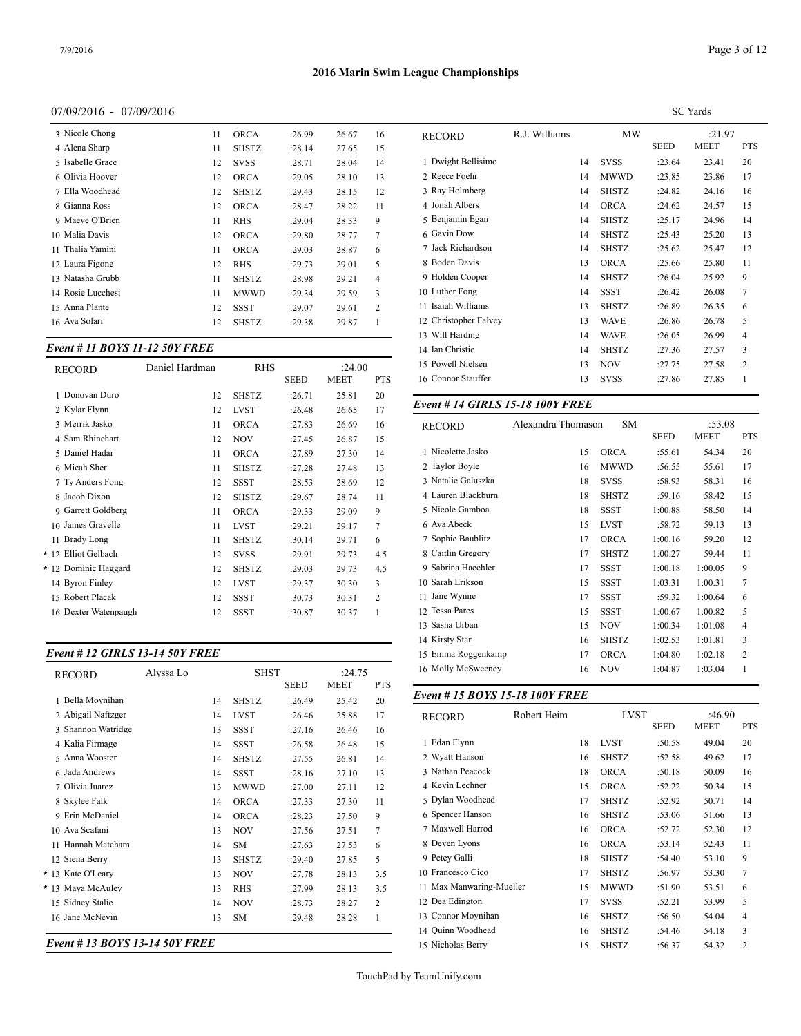# 2016 Marin Swim League Championships

07/09/2016 - 07/09/2016

SC Yards

| | | | | | |
|---|---|---|---|---|---|
| 3 Nicole Chong | 11 | ORCA | :26.99 | 26.67 | 16 |
| 4 Alena Sharp | 11 | SHSTZ | :28.14 | 27.65 | 15 |
| 5 Isabelle Grace | 12 | SVSS | :28.71 | 28.04 | 14 |
| 6 Olivia Hoover | 12 | ORCA | :29.05 | 28.10 | 13 |
| 7 Ella Woodhead | 12 | SHSTZ | :29.43 | 28.15 | 12 |
| 8 Gianna Ross | 12 | ORCA | :28.47 | 28.22 | 11 |
| 9 Maeve O'Brien | 11 | RHS | :29.04 | 28.33 | 9 |
| 10 Malia Davis | 12 | ORCA | :29.80 | 28.77 | 7 |
| 11 Thalia Yamini | 11 | ORCA | :29.03 | 28.87 | 6 |
| 12 Laura Figone | 12 | RHS | :29.73 | 29.01 | 5 |
| 13 Natasha Grubb | 11 | SHSTZ | :28.98 | 29.21 | 4 |
| 14 Rosie Lucchesi | 11 | MWWD | :29.34 | 29.59 | 3 |
| 15 Anna Plante | 12 | SSST | :29.07 | 29.61 | 2 |
| 16 Ava Solari | 12 | SHSTZ | :29.38 | 29.87 | 1 |

### *Event # 11 BOYS 11-12 50Y FREE*

| RECORD | Daniel Hardman | RHS | | :24.00 | |
|---|---|---|---|---|---|
| | | | SEED | MEET | PTS |
| 1 Donovan Duro | 12 | SHSTZ | :26.71 | 25.81 | 20 |
| 2 Kylar Flynn | 12 | LVST | :26.48 | 26.65 | 17 |
| 3 Merrik Jasko | 11 | ORCA | :27.83 | 26.69 | 16 |
| 4 Sam Rhinehart | 12 | NOV | :27.45 | 26.87 | 15 |
| 5 Daniel Hadar | 11 | ORCA | :27.89 | 27.30 | 14 |
| 6 Micah Sher | 11 | SHSTZ | :27.28 | 27.48 | 13 |
| 7 Ty Anders Fong | 12 | SSST | :28.53 | 28.69 | 12 |
| 8 Jacob Dixon | 12 | SHSTZ | :29.67 | 28.74 | 11 |
| 9 Garrett Goldberg | 11 | ORCA | :29.33 | 29.09 | 9 |
| 10 James Gravelle | 11 | LVST | :29.21 | 29.17 | 7 |
| 11 Brady Long | 11 | SHSTZ | :30.14 | 29.71 | 6 |
| * 12 Elliot Gelbach | 12 | SVSS | :29.91 | 29.73 | 4.5 |
| * 12 Dominic Haggard | 12 | SHSTZ | :29.03 | 29.73 | 4.5 |
| 14 Byron Finley | 12 | LVST | :29.37 | 30.30 | 3 |
| 15 Robert Placak | 12 | SSST | :30.73 | 30.31 | 2 |
| 16 Dexter Watenpaugh | 12 | SSST | :30.87 | 30.37 | 1 |

### *Event # 12 GIRLS 13-14 50Y FREE*

| RECORD | Alyssa Lo | SHST | | :24.75 | |
|---|---|---|---|---|---|
| | | | SEED | MEET | PTS |
| 1 Bella Moynihan | 14 | SHSTZ | :26.49 | 25.42 | 20 |
| 2 Abigail Naftzger | 14 | LVST | :26.46 | 25.88 | 17 |
| 3 Shannon Watridge | 13 | SSST | :27.16 | 26.46 | 16 |
| 4 Kalia Firmage | 14 | SSST | :26.58 | 26.48 | 15 |
| 5 Anna Wooster | 14 | SHSTZ | :27.55 | 26.81 | 14 |
| 6 Jada Andrews | 14 | SSST | :28.16 | 27.10 | 13 |
| 7 Olivia Juarez | 13 | MWWD | :27.00 | 27.11 | 12 |
| 8 Skylee Falk | 14 | ORCA | :27.33 | 27.30 | 11 |
| 9 Erin McDaniel | 14 | ORCA | :28.23 | 27.50 | 9 |
| 10 Ava Scafani | 13 | NOV | :27.56 | 27.51 | 7 |
| 11 Hannah Matcham | 14 | SM | :27.63 | 27.53 | 6 |
| 12 Siena Berry | 13 | SHSTZ | :29.40 | 27.85 | 5 |
| * 13 Kate O'Leary | 13 | NOV | :27.78 | 28.13 | 3.5 |
| * 13 Maya McAuley | 13 | RHS | :27.99 | 28.13 | 3.5 |
| 15 Sidney Stalie | 14 | NOV | :28.73 | 28.27 | 2 |
| 16 Jane McNevin | 13 | SM | :29.48 | 28.28 | 1 |

### *Event # 13 BOYS 13-14 50Y FREE*

| RECORD | R.J. Williams | MW | | :21.97 | |
|---|---|---|---|---|---|
| | | | SEED | MEET | PTS |
| 1 Dwight Bellisimo | 14 | SVSS | :23.64 | 23.41 | 20 |
| 2 Reece Foehr | 14 | MWWD | :23.85 | 23.86 | 17 |
| 3 Ray Holmberg | 14 | SHSTZ | :24.82 | 24.16 | 16 |
| 4 Jonah Albers | 14 | ORCA | :24.62 | 24.57 | 15 |
| 5 Benjamin Egan | 14 | SHSTZ | :25.17 | 24.96 | 14 |
| 6 Gavin Dow | 14 | SHSTZ | :25.43 | 25.20 | 13 |
| 7 Jack Richardson | 14 | SHSTZ | :25.62 | 25.47 | 12 |
| 8 Boden Davis | 13 | ORCA | :25.66 | 25.80 | 11 |
| 9 Holden Cooper | 14 | SHSTZ | :26.04 | 25.92 | 9 |
| 10 Luther Fong | 14 | SSST | :26.42 | 26.08 | 7 |
| 11 Isaiah Williams | 13 | SHSTZ | :26.89 | 26.35 | 6 |
| 12 Christopher Falvey | 13 | WAVE | :26.86 | 26.78 | 5 |
| 13 Will Harding | 14 | WAVE | :26.05 | 26.99 | 4 |
| 14 Ian Christie | 14 | SHSTZ | :27.36 | 27.57 | 3 |
| 15 Powell Nielsen | 13 | NOV | :27.75 | 27.58 | 2 |
| 16 Connor Stauffer | 13 | SVSS | :27.86 | 27.85 | 1 |

### *Event # 14 GIRLS 15-18 100Y FREE*

| RECORD | Alexandra Thomason | SM | | :53.08 | |
|---|---|---|---|---|---|
| | | | SEED | MEET | PTS |
| 1 Nicolette Jasko | 15 | ORCA | :55.61 | 54.34 | 20 |
| 2 Taylor Boyle | 16 | MWWD | :56.55 | 55.61 | 17 |
| 3 Natalie Galuszka | 18 | SVSS | :58.93 | 58.31 | 16 |
| 4 Lauren Blackburn | 18 | SHSTZ | :59.16 | 58.42 | 15 |
| 5 Nicole Gamboa | 18 | SSST | 1:00.88 | 58.50 | 14 |
| 6 Ava Abeck | 15 | LVST | :58.72 | 59.13 | 13 |
| 7 Sophie Baublitz | 17 | ORCA | 1:00.16 | 59.20 | 12 |
| 8 Caitlin Gregory | 17 | SHSTZ | 1:00.27 | 59.44 | 11 |
| 9 Sabrina Haechler | 17 | SSST | 1:00.18 | 1:00.05 | 9 |
| 10 Sarah Erikson | 15 | SSST | 1:03.31 | 1:00.31 | 7 |
| 11 Jane Wynne | 17 | SSST | :59.32 | 1:00.64 | 6 |
| 12 Tessa Pares | 15 | SSST | 1:00.67 | 1:00.82 | 5 |
| 13 Sasha Urban | 15 | NOV | 1:00.34 | 1:01.08 | 4 |
| 14 Kirsty Star | 16 | SHSTZ | 1:02.53 | 1:01.81 | 3 |
| 15 Emma Roggenkamp | 17 | ORCA | 1:04.80 | 1:02.18 | 2 |
| 16 Molly McSweeney | 16 | NOV | 1:04.87 | 1:03.04 | 1 |

### *Event # 15 BOYS 15-18 100Y FREE*

| RECORD | Robert Heim | LVST | | :46.90 | |
|---|---|---|---|---|---|
| | | | SEED | MEET | PTS |
| 1 Edan Flynn | 18 | LVST | :50.58 | 49.04 | 20 |
| 2 Wyatt Hanson | 16 | SHSTZ | :52.58 | 49.62 | 17 |
| 3 Nathan Peacock | 18 | ORCA | :50.18 | 50.09 | 16 |
| 4 Kevin Lechner | 15 | ORCA | :52.22 | 50.34 | 15 |
| 5 Dylan Woodhead | 17 | SHSTZ | :52.92 | 50.71 | 14 |
| 6 Spencer Hanson | 16 | SHSTZ | :53.06 | 51.66 | 13 |
| 7 Maxwell Harrod | 16 | ORCA | :52.72 | 52.30 | 12 |
| 8 Deven Lyons | 16 | ORCA | :53.14 | 52.43 | 11 |
| 9 Petey Galli | 18 | SHSTZ | :54.40 | 53.10 | 9 |
| 10 Francesco Cico | 17 | SHSTZ | :56.97 | 53.30 | 7 |
| 11 Max Manwaring-Mueller | 15 | MWWD | :51.90 | 53.51 | 6 |
| 12 Dea Edington | 17 | SVSS | :52.21 | 53.99 | 5 |
| 13 Connor Moynihan | 16 | SHSTZ | :56.50 | 54.04 | 4 |
| 14 Quinn Woodhead | 16 | SHSTZ | :54.46 | 54.18 | 3 |
| 15 Nicholas Berry | 15 | SHSTZ | :56.37 | 54.32 | 2 |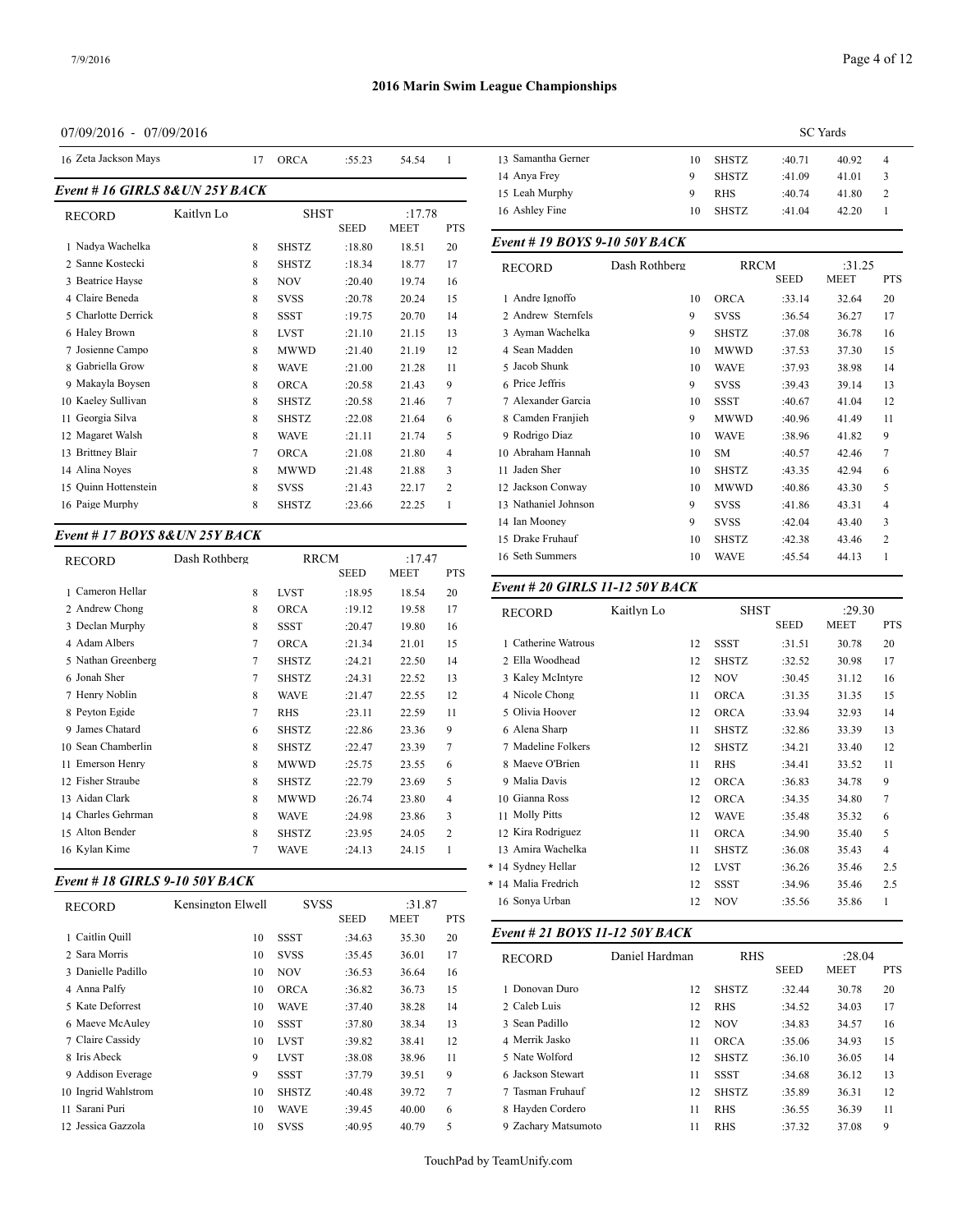# 2016 Marin Swim League Championships

07/09/2016 - 07/09/2016

SC Yards

| | Name | Age | Team | Seed | Meet | Pts |
|---|---|---|---|---|---|---|
| 16 | Zeta Jackson Mays | 17 | ORCA | :55.23 | 54.54 | 1 |

### Event # 16 GIRLS 8&UN 25Y BACK

| | Name | Age | Team | SEED | MEET | PTS |
|---|---|---|---|---|---|---|
| RECORD | Kaitlyn Lo | | SHST | | :17.78 | |
| 1 | Nadya Wachelka | 8 | SHSTZ | :18.80 | 18.51 | 20 |
| 2 | Sanne Kostecki | 8 | SHSTZ | :18.34 | 18.77 | 17 |
| 3 | Beatrice Hayse | 8 | NOV | :20.40 | 19.74 | 16 |
| 4 | Claire Beneda | 8 | SVSS | :20.78 | 20.24 | 15 |
| 5 | Charlotte Derrick | 8 | SSST | :19.75 | 20.70 | 14 |
| 6 | Haley Brown | 8 | LVST | :21.10 | 21.15 | 13 |
| 7 | Josienne Campo | 8 | MWWD | :21.40 | 21.19 | 12 |
| 8 | Gabriella Grow | 8 | WAVE | :21.00 | 21.28 | 11 |
| 9 | Makayla Boysen | 8 | ORCA | :20.58 | 21.43 | 9 |
| 10 | Kaeley Sullivan | 8 | SHSTZ | :20.58 | 21.46 | 7 |
| 11 | Georgia Silva | 8 | SHSTZ | :22.08 | 21.64 | 6 |
| 12 | Magaret Walsh | 8 | WAVE | :21.11 | 21.74 | 5 |
| 13 | Brittney Blair | 7 | ORCA | :21.08 | 21.80 | 4 |
| 14 | Alina Noyes | 8 | MWWD | :21.48 | 21.88 | 3 |
| 15 | Quinn Hottenstein | 8 | SVSS | :21.43 | 22.17 | 2 |
| 16 | Paige Murphy | 8 | SHSTZ | :23.66 | 22.25 | 1 |

### Event # 17 BOYS 8&UN 25Y BACK

| | Name | Age | Team | SEED | MEET | PTS |
|---|---|---|---|---|---|---|
| RECORD | Dash Rothberg | | RRCM | | :17.47 | |
| 1 | Cameron Hellar | 8 | LVST | :18.95 | 18.54 | 20 |
| 2 | Andrew Chong | 8 | ORCA | :19.12 | 19.58 | 17 |
| 3 | Declan Murphy | 8 | SSST | :20.47 | 19.80 | 16 |
| 4 | Adam Albers | 7 | ORCA | :21.34 | 21.01 | 15 |
| 5 | Nathan Greenberg | 7 | SHSTZ | :24.21 | 22.50 | 14 |
| 6 | Jonah Sher | 7 | SHSTZ | :24.31 | 22.52 | 13 |
| 7 | Henry Noblin | 8 | WAVE | :21.47 | 22.55 | 12 |
| 8 | Peyton Egide | 7 | RHS | :23.11 | 22.59 | 11 |
| 9 | James Chatard | 6 | SHSTZ | :22.86 | 23.36 | 9 |
| 10 | Sean Chamberlin | 8 | SHSTZ | :22.47 | 23.39 | 7 |
| 11 | Emerson Henry | 8 | MWWD | :25.75 | 23.55 | 6 |
| 12 | Fisher Straube | 8 | SHSTZ | :22.79 | 23.69 | 5 |
| 13 | Aidan Clark | 8 | MWWD | :26.74 | 23.80 | 4 |
| 14 | Charles Gehrman | 8 | WAVE | :24.98 | 23.86 | 3 |
| 15 | Alton Bender | 8 | SHSTZ | :23.95 | 24.05 | 2 |
| 16 | Kylan Kime | 7 | WAVE | :24.13 | 24.15 | 1 |

### Event # 18 GIRLS 9-10 50Y BACK

| | Name | Age | Team | SEED | MEET | PTS |
|---|---|---|---|---|---|---|
| RECORD | Kensington Elwell | | SVSS | | :31.87 | |
| 1 | Caitlin Quill | 10 | SSST | :34.63 | 35.30 | 20 |
| 2 | Sara Morris | 10 | SVSS | :35.45 | 36.01 | 17 |
| 3 | Danielle Padillo | 10 | NOV | :36.53 | 36.64 | 16 |
| 4 | Anna Palfy | 10 | ORCA | :36.82 | 36.73 | 15 |
| 5 | Kate Deforrest | 10 | WAVE | :37.40 | 38.28 | 14 |
| 6 | Maeve McAuley | 10 | SSST | :37.80 | 38.34 | 13 |
| 7 | Claire Cassidy | 10 | LVST | :39.82 | 38.41 | 12 |
| 8 | Iris Abeck | 9 | LVST | :38.08 | 38.96 | 11 |
| 9 | Addison Everage | 9 | SSST | :37.79 | 39.51 | 9 |
| 10 | Ingrid Wahlstrom | 10 | SHSTZ | :40.48 | 39.72 | 7 |
| 11 | Sarani Puri | 10 | WAVE | :39.45 | 40.00 | 6 |
| 12 | Jessica Gazzola | 10 | SVSS | :40.95 | 40.79 | 5 |
| 13 | Samantha Gerner | 10 | SHSTZ | :40.71 | 40.92 | 4 |
| 14 | Anya Frey | 9 | SHSTZ | :41.09 | 41.01 | 3 |
| 15 | Leah Murphy | 9 | RHS | :40.74 | 41.80 | 2 |
| 16 | Ashley Fine | 10 | SHSTZ | :41.04 | 42.20 | 1 |

### Event # 19 BOYS 9-10 50Y BACK

| | Name | Age | Team | SEED | MEET | PTS |
|---|---|---|---|---|---|---|
| RECORD | Dash Rothberg | | RRCM | | :31.25 | |
| 1 | Andre Ignoffo | 10 | ORCA | :33.14 | 32.64 | 20 |
| 2 | Andrew Sternfels | 9 | SVSS | :36.54 | 36.27 | 17 |
| 3 | Ayman Wachelka | 9 | SHSTZ | :37.08 | 36.78 | 16 |
| 4 | Sean Madden | 10 | MWWD | :37.53 | 37.30 | 15 |
| 5 | Jacob Shunk | 10 | WAVE | :37.93 | 38.98 | 14 |
| 6 | Price Jeffris | 9 | SVSS | :39.43 | 39.14 | 13 |
| 7 | Alexander Garcia | 10 | SSST | :40.67 | 41.04 | 12 |
| 8 | Camden Franjieh | 9 | MWWD | :40.96 | 41.49 | 11 |
| 9 | Rodrigo Diaz | 10 | WAVE | :38.96 | 41.82 | 9 |
| 10 | Abraham Hannah | 10 | SM | :40.57 | 42.46 | 7 |
| 11 | Jaden Sher | 10 | SHSTZ | :43.35 | 42.94 | 6 |
| 12 | Jackson Conway | 10 | MWWD | :40.86 | 43.30 | 5 |
| 13 | Nathaniel Johnson | 9 | SVSS | :41.86 | 43.31 | 4 |
| 14 | Ian Mooney | 9 | SVSS | :42.04 | 43.40 | 3 |
| 15 | Drake Fruhauf | 10 | SHSTZ | :42.38 | 43.46 | 2 |
| 16 | Seth Summers | 10 | WAVE | :45.54 | 44.13 | 1 |

### Event # 20 GIRLS 11-12 50Y BACK

| | Name | Age | Team | SEED | MEET | PTS |
|---|---|---|---|---|---|---|
| RECORD | Kaitlyn Lo | | SHST | | :29.30 | |
| 1 | Catherine Watrous | 12 | SSST | :31.51 | 30.78 | 20 |
| 2 | Ella Woodhead | 12 | SHSTZ | :32.52 | 30.98 | 17 |
| 3 | Kaley McIntyre | 12 | NOV | :30.45 | 31.12 | 16 |
| 4 | Nicole Chong | 11 | ORCA | :31.35 | 31.35 | 15 |
| 5 | Olivia Hoover | 12 | ORCA | :33.94 | 32.93 | 14 |
| 6 | Alena Sharp | 11 | SHSTZ | :32.86 | 33.39 | 13 |
| 7 | Madeline Folkers | 12 | SHSTZ | :34.21 | 33.40 | 12 |
| 8 | Maeve O'Brien | 11 | RHS | :34.41 | 33.52 | 11 |
| 9 | Malia Davis | 12 | ORCA | :36.83 | 34.78 | 9 |
| 10 | Gianna Ross | 12 | ORCA | :34.35 | 34.80 | 7 |
| 11 | Molly Pitts | 12 | WAVE | :35.48 | 35.32 | 6 |
| 12 | Kira Rodriguez | 11 | ORCA | :34.90 | 35.40 | 5 |
| 13 | Amira Wachelka | 11 | SHSTZ | :36.08 | 35.43 | 4 |
| * 14 | Sydney Hellar | 12 | LVST | :36.26 | 35.46 | 2.5 |
| * 14 | Malia Fredrich | 12 | SSST | :34.96 | 35.46 | 2.5 |
| 16 | Sonya Urban | 12 | NOV | :35.56 | 35.86 | 1 |

### Event # 21 BOYS 11-12 50Y BACK

| | Name | Age | Team | SEED | MEET | PTS |
|---|---|---|---|---|---|---|
| RECORD | Daniel Hardman | | RHS | | :28.04 | |
| 1 | Donovan Duro | 12 | SHSTZ | :32.44 | 30.78 | 20 |
| 2 | Caleb Luis | 12 | RHS | :34.52 | 34.03 | 17 |
| 3 | Sean Padillo | 12 | NOV | :34.83 | 34.57 | 16 |
| 4 | Merrik Jasko | 11 | ORCA | :35.06 | 34.93 | 15 |
| 5 | Nate Wolford | 12 | SHSTZ | :36.10 | 36.05 | 14 |
| 6 | Jackson Stewart | 11 | SSST | :34.68 | 36.12 | 13 |
| 7 | Tasman Fruhauf | 12 | SHSTZ | :35.89 | 36.31 | 12 |
| 8 | Hayden Cordero | 11 | RHS | :36.55 | 36.39 | 11 |
| 9 | Zachary Matsumoto | 11 | RHS | :37.32 | 37.08 | 9 |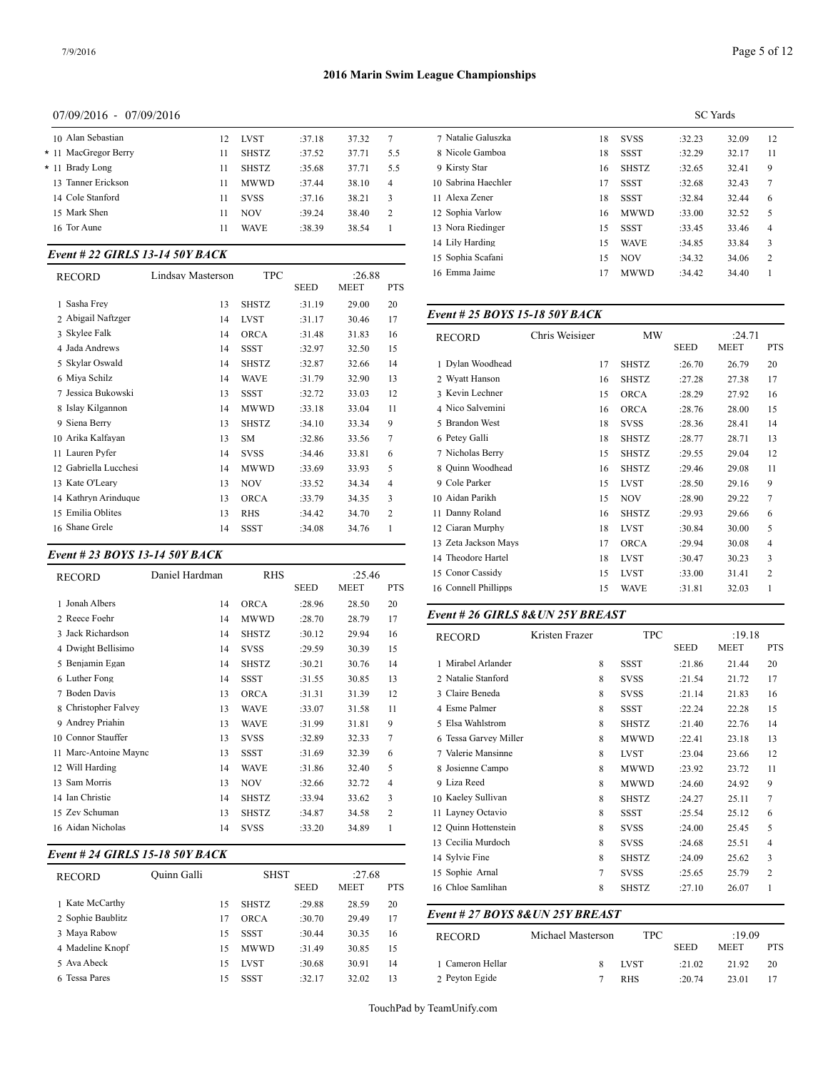# 2016 Marin Swim League Championships

07/09/2016 - 07/09/2016 SC Yards

| Place | Name | Age | Team | Seed | Meet | Pts |
|---|---|---|---|---|---|---|
| 10 | Alan Sebastian | 12 | LVST | :37.18 | 37.32 | 7 |
| * 11 | MacGregor Berry | 11 | SHSTZ | :37.52 | 37.71 | 5.5 |
| * 11 | Brady Long | 11 | SHSTZ | :35.68 | 37.71 | 5.5 |
| 13 | Tanner Erickson | 11 | MWWD | :37.44 | 38.10 | 4 |
| 14 | Cole Stanford | 11 | SVSS | :37.16 | 38.21 | 3 |
| 15 | Mark Shen | 11 | NOV | :39.24 | 38.40 | 2 |
| 16 | Tor Aune | 11 | WAVE | :38.39 | 38.54 | 1 |

### Event # 22 GIRLS 13-14 50Y BACK

| RECORD | Lindsay Masterson | | TPC | SEED | :26.88 MEET | PTS |
|---|---|---|---|---|---|---|
| 1 | Sasha Frey | 13 | SHSTZ | :31.19 | 29.00 | 20 |
| 2 | Abigail Naftzger | 14 | LVST | :31.17 | 30.46 | 17 |
| 3 | Skylee Falk | 14 | ORCA | :31.48 | 31.83 | 16 |
| 4 | Jada Andrews | 14 | SSST | :32.97 | 32.50 | 15 |
| 5 | Skylar Oswald | 14 | SHSTZ | :32.87 | 32.66 | 14 |
| 6 | Miya Schilz | 14 | WAVE | :31.79 | 32.90 | 13 |
| 7 | Jessica Bukowski | 13 | SSST | :32.72 | 33.03 | 12 |
| 8 | Islay Kilgannon | 14 | MWWD | :33.18 | 33.04 | 11 |
| 9 | Siena Berry | 13 | SHSTZ | :34.10 | 33.34 | 9 |
| 10 | Arika Kalfayan | 13 | SM | :32.86 | 33.56 | 7 |
| 11 | Lauren Pyfer | 14 | SVSS | :34.46 | 33.81 | 6 |
| 12 | Gabriella Lucchesi | 14 | MWWD | :33.69 | 33.93 | 5 |
| 13 | Kate O'Leary | 13 | NOV | :33.52 | 34.34 | 4 |
| 14 | Kathryn Arinduque | 13 | ORCA | :33.79 | 34.35 | 3 |
| 15 | Emilia Oblites | 13 | RHS | :34.42 | 34.70 | 2 |
| 16 | Shane Grele | 14 | SSST | :34.08 | 34.76 | 1 |

### Event # 23 BOYS 13-14 50Y BACK

| RECORD | Daniel Hardman | | RHS | SEED | :25.46 MEET | PTS |
|---|---|---|---|---|---|---|
| 1 | Jonah Albers | 14 | ORCA | :28.96 | 28.50 | 20 |
| 2 | Reece Foehr | 14 | MWWD | :28.70 | 28.79 | 17 |
| 3 | Jack Richardson | 14 | SHSTZ | :30.12 | 29.94 | 16 |
| 4 | Dwight Bellisimo | 14 | SVSS | :29.59 | 30.39 | 15 |
| 5 | Benjamin Egan | 14 | SHSTZ | :30.21 | 30.76 | 14 |
| 6 | Luther Fong | 14 | SSST | :31.55 | 30.85 | 13 |
| 7 | Boden Davis | 13 | ORCA | :31.31 | 31.39 | 12 |
| 8 | Christopher Falvey | 13 | WAVE | :33.07 | 31.58 | 11 |
| 9 | Andrey Priahin | 13 | WAVE | :31.99 | 31.81 | 9 |
| 10 | Connor Stauffer | 13 | SVSS | :32.89 | 32.33 | 7 |
| 11 | Marc-Antoine Maync | 13 | SSST | :31.69 | 32.39 | 6 |
| 12 | Will Harding | 14 | WAVE | :31.86 | 32.40 | 5 |
| 13 | Sam Morris | 13 | NOV | :32.66 | 32.72 | 4 |
| 14 | Ian Christie | 14 | SHSTZ | :33.94 | 33.62 | 3 |
| 15 | Zev Schuman | 13 | SHSTZ | :34.87 | 34.58 | 2 |
| 16 | Aidan Nicholas | 14 | SVSS | :33.20 | 34.89 | 1 |

### Event # 24 GIRLS 15-18 50Y BACK

| RECORD | Quinn Galli | | SHST | SEED | :27.68 MEET | PTS |
|---|---|---|---|---|---|---|
| 1 | Kate McCarthy | 15 | SHSTZ | :29.88 | 28.59 | 20 |
| 2 | Sophie Baublitz | 17 | ORCA | :30.70 | 29.49 | 17 |
| 3 | Maya Rabow | 15 | SSST | :30.44 | 30.35 | 16 |
| 4 | Madeline Knopf | 15 | MWWD | :31.49 | 30.85 | 15 |
| 5 | Ava Abeck | 15 | LVST | :30.68 | 30.91 | 14 |
| 6 | Tessa Pares | 15 | SSST | :32.17 | 32.02 | 13 |
| 7 | Natalie Galuszka | 18 | SVSS | :32.23 | 32.09 | 12 |
| 8 | Nicole Gamboa | 18 | SSST | :32.29 | 32.17 | 11 |
| 9 | Kirsty Star | 16 | SHSTZ | :32.65 | 32.41 | 9 |
| 10 | Sabrina Haechler | 17 | SSST | :32.68 | 32.43 | 7 |
| 11 | Alexa Zener | 18 | SSST | :32.84 | 32.44 | 6 |
| 12 | Sophia Varlow | 16 | MWWD | :33.00 | 32.52 | 5 |
| 13 | Nora Riedinger | 15 | SSST | :33.45 | 33.46 | 4 |
| 14 | Lily Harding | 15 | WAVE | :34.85 | 33.84 | 3 |
| 15 | Sophia Scafani | 15 | NOV | :34.32 | 34.06 | 2 |
| 16 | Emma Jaime | 17 | MWWD | :34.42 | 34.40 | 1 |

### Event # 25 BOYS 15-18 50Y BACK

| RECORD | Chris Weisiger | | MW | SEED | :24.71 MEET | PTS |
|---|---|---|---|---|---|---|
| 1 | Dylan Woodhead | 17 | SHSTZ | :26.70 | 26.79 | 20 |
| 2 | Wyatt Hanson | 16 | SHSTZ | :27.28 | 27.38 | 17 |
| 3 | Kevin Lechner | 15 | ORCA | :28.29 | 27.92 | 16 |
| 4 | Nico Salvemini | 16 | ORCA | :28.76 | 28.00 | 15 |
| 5 | Brandon West | 18 | SVSS | :28.36 | 28.41 | 14 |
| 6 | Petey Galli | 18 | SHSTZ | :28.77 | 28.71 | 13 |
| 7 | Nicholas Berry | 15 | SHSTZ | :29.55 | 29.04 | 12 |
| 8 | Quinn Woodhead | 16 | SHSTZ | :29.46 | 29.08 | 11 |
| 9 | Cole Parker | 15 | LVST | :28.50 | 29.16 | 9 |
| 10 | Aidan Parikh | 15 | NOV | :28.90 | 29.22 | 7 |
| 11 | Danny Roland | 16 | SHSTZ | :29.93 | 29.66 | 6 |
| 12 | Ciaran Murphy | 18 | LVST | :30.84 | 30.00 | 5 |
| 13 | Zeta Jackson Mays | 17 | ORCA | :29.94 | 30.08 | 4 |
| 14 | Theodore Hartel | 18 | LVST | :30.47 | 30.23 | 3 |
| 15 | Conor Cassidy | 15 | LVST | :33.00 | 31.41 | 2 |
| 16 | Connell Phillipps | 15 | WAVE | :31.81 | 32.03 | 1 |

### Event # 26 GIRLS 8&UN 25Y BREAST

| RECORD | Kristen Frazer | | TPC | SEED | :19.18 MEET | PTS |
|---|---|---|---|---|---|---|
| 1 | Mirabel Arlander | 8 | SSST | :21.86 | 21.44 | 20 |
| 2 | Natalie Stanford | 8 | SVSS | :21.54 | 21.72 | 17 |
| 3 | Claire Beneda | 8 | SVSS | :21.14 | 21.83 | 16 |
| 4 | Esme Palmer | 8 | SSST | :22.24 | 22.28 | 15 |
| 5 | Elsa Wahlstrom | 8 | SHSTZ | :21.40 | 22.76 | 14 |
| 6 | Tessa Garvey Miller | 8 | MWWD | :22.41 | 23.18 | 13 |
| 7 | Valerie Mansinne | 8 | LVST | :23.04 | 23.66 | 12 |
| 8 | Josienne Campo | 8 | MWWD | :23.92 | 23.72 | 11 |
| 9 | Liza Reed | 8 | MWWD | :24.60 | 24.92 | 9 |
| 10 | Kaeley Sullivan | 8 | SHSTZ | :24.27 | 25.11 | 7 |
| 11 | Layney Octavio | 8 | SSST | :25.54 | 25.12 | 6 |
| 12 | Quinn Hottenstein | 8 | SVSS | :24.00 | 25.45 | 5 |
| 13 | Cecilia Murdoch | 8 | SVSS | :24.68 | 25.51 | 4 |
| 14 | Sylvie Fine | 8 | SHSTZ | :24.09 | 25.62 | 3 |
| 15 | Sophie Arnal | 7 | SVSS | :25.65 | 25.79 | 2 |
| 16 | Chloe Samlihan | 8 | SHSTZ | :27.10 | 26.07 | 1 |

### Event # 27 BOYS 8&UN 25Y BREAST

| RECORD | Michael Masterson | | TPC | SEED | :19.09 MEET | PTS |
|---|---|---|---|---|---|---|
| 1 | Cameron Hellar | 8 | LVST | :21.02 | 21.92 | 20 |
| 2 | Peyton Egide | 7 | RHS | :20.74 | 23.01 | 17 |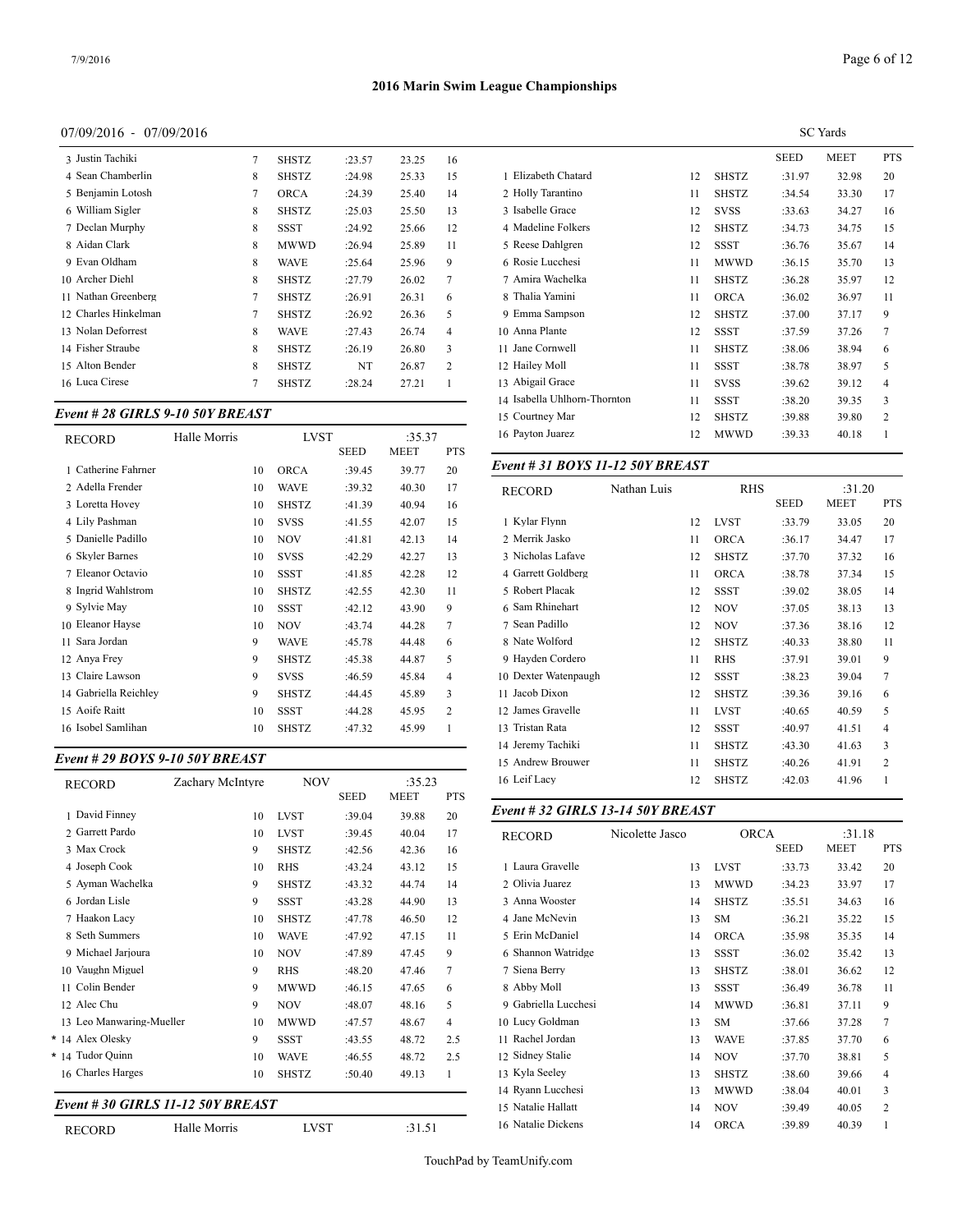# 2016 Marin Swim League Championships

07/09/2016 - 07/09/2016

SC Yards

| | | | SEED | MEET | PTS |
|---|---|---|---|---|---|
| 3 Justin Tachiki | 7 | SHSTZ | :23.57 | 23.25 | 16 |
| 4 Sean Chamberlin | 8 | SHSTZ | :24.98 | 25.33 | 15 |
| 5 Benjamin Lotosh | 7 | ORCA | :24.39 | 25.40 | 14 |
| 6 William Sigler | 8 | SHSTZ | :25.03 | 25.50 | 13 |
| 7 Declan Murphy | 8 | SSST | :24.92 | 25.66 | 12 |
| 8 Aidan Clark | 8 | MWWD | :26.94 | 25.89 | 11 |
| 9 Evan Oldham | 8 | WAVE | :25.64 | 25.96 | 9 |
| 10 Archer Diehl | 8 | SHSTZ | :27.79 | 26.02 | 7 |
| 11 Nathan Greenberg | 7 | SHSTZ | :26.91 | 26.31 | 6 |
| 12 Charles Hinkelman | 7 | SHSTZ | :26.92 | 26.36 | 5 |
| 13 Nolan Deforrest | 8 | WAVE | :27.43 | 26.74 | 4 |
| 14 Fisher Straube | 8 | SHSTZ | :26.19 | 26.80 | 3 |
| 15 Alton Bender | 8 | SHSTZ | NT | 26.87 | 2 |
| 16 Luca Cirese | 7 | SHSTZ | :28.24 | 27.21 | 1 |

## *Event # 28 GIRLS 9-10 50Y BREAST*

| RECORD | Halle Morris | LVST | | :35.37 | |
|---|---|---|---|---|---|
| | | | SEED | MEET | PTS |
| 1 Catherine Fahrner | 10 | ORCA | :39.45 | 39.77 | 20 |
| 2 Adella Frender | 10 | WAVE | :39.32 | 40.30 | 17 |
| 3 Loretta Hovey | 10 | SHSTZ | :41.39 | 40.94 | 16 |
| 4 Lily Pashman | 10 | SVSS | :41.55 | 42.07 | 15 |
| 5 Danielle Padillo | 10 | NOV | :41.81 | 42.13 | 14 |
| 6 Skyler Barnes | 10 | SVSS | :42.29 | 42.27 | 13 |
| 7 Eleanor Octavio | 10 | SSST | :41.85 | 42.28 | 12 |
| 8 Ingrid Wahlstrom | 10 | SHSTZ | :42.55 | 42.30 | 11 |
| 9 Sylvie May | 10 | SSST | :42.12 | 43.90 | 9 |
| 10 Eleanor Hayse | 10 | NOV | :43.74 | 44.28 | 7 |
| 11 Sara Jordan | 9 | WAVE | :45.78 | 44.48 | 6 |
| 12 Anya Frey | 9 | SHSTZ | :45.38 | 44.87 | 5 |
| 13 Claire Lawson | 9 | SVSS | :46.59 | 45.84 | 4 |
| 14 Gabriella Reichley | 9 | SHSTZ | :44.45 | 45.89 | 3 |
| 15 Aoife Raitt | 10 | SSST | :44.28 | 45.95 | 2 |
| 16 Isobel Samlihan | 10 | SHSTZ | :47.32 | 45.99 | 1 |

## *Event # 29 BOYS 9-10 50Y BREAST*

| RECORD | Zachary McIntyre | NOV | | :35.23 | |
|---|---|---|---|---|---|
| | | | SEED | MEET | PTS |
| 1 David Finney | 10 | LVST | :39.04 | 39.88 | 20 |
| 2 Garrett Pardo | 10 | LVST | :39.45 | 40.04 | 17 |
| 3 Max Crock | 9 | SHSTZ | :42.56 | 42.36 | 16 |
| 4 Joseph Cook | 10 | RHS | :43.24 | 43.12 | 15 |
| 5 Ayman Wachelka | 9 | SHSTZ | :43.32 | 44.74 | 14 |
| 6 Jordan Lisle | 9 | SSST | :43.28 | 44.90 | 13 |
| 7 Haakon Lacy | 10 | SHSTZ | :47.78 | 46.50 | 12 |
| 8 Seth Summers | 10 | WAVE | :47.92 | 47.15 | 11 |
| 9 Michael Jarjoura | 10 | NOV | :47.89 | 47.45 | 9 |
| 10 Vaughn Miguel | 9 | RHS | :48.20 | 47.46 | 7 |
| 11 Colin Bender | 9 | MWWD | :46.15 | 47.65 | 6 |
| 12 Alec Chu | 9 | NOV | :48.07 | 48.16 | 5 |
| 13 Leo Manwaring-Mueller | 10 | MWWD | :47.57 | 48.67 | 4 |
| * 14 Alex Olesky | 9 | SSST | :43.55 | 48.72 | 2.5 |
| * 14 Tudor Quinn | 10 | WAVE | :46.55 | 48.72 | 2.5 |
| 16 Charles Harges | 10 | SHSTZ | :50.40 | 49.13 | 1 |

## *Event # 30 GIRLS 11-12 50Y BREAST*

| RECORD | Halle Morris | LVST | | :31.51 | |
|---|---|---|---|---|---|
| | | | SEED | MEET | PTS |
| 1 Elizabeth Chatard | 12 | SHSTZ | :31.97 | 32.98 | 20 |
| 2 Holly Tarantino | 11 | SHSTZ | :34.54 | 33.30 | 17 |
| 3 Isabelle Grace | 12 | SVSS | :33.63 | 34.27 | 16 |
| 4 Madeline Folkers | 12 | SHSTZ | :34.73 | 34.75 | 15 |
| 5 Reese Dahlgren | 12 | SSST | :36.76 | 35.67 | 14 |
| 6 Rosie Lucchesi | 11 | MWWD | :36.15 | 35.70 | 13 |
| 7 Amira Wachelka | 11 | SHSTZ | :36.28 | 35.97 | 12 |
| 8 Thalia Yamini | 11 | ORCA | :36.02 | 36.97 | 11 |
| 9 Emma Sampson | 12 | SHSTZ | :37.00 | 37.17 | 9 |
| 10 Anna Plante | 12 | SSST | :37.59 | 37.26 | 7 |
| 11 Jane Cornwell | 11 | SHSTZ | :38.06 | 38.94 | 6 |
| 12 Hailey Moll | 11 | SSST | :38.78 | 38.97 | 5 |
| 13 Abigail Grace | 11 | SVSS | :39.62 | 39.12 | 4 |
| 14 Isabella Uhlhorn-Thornton | 11 | SSST | :38.20 | 39.35 | 3 |
| 15 Courtney Mar | 12 | SHSTZ | :39.88 | 39.80 | 2 |
| 16 Payton Juarez | 12 | MWWD | :39.33 | 40.18 | 1 |

## *Event # 31 BOYS 11-12 50Y BREAST*

| RECORD | Nathan Luis | RHS | | :31.20 | |
|---|---|---|---|---|---|
| | | | SEED | MEET | PTS |
| 1 Kylar Flynn | 12 | LVST | :33.79 | 33.05 | 20 |
| 2 Merrik Jasko | 11 | ORCA | :36.17 | 34.47 | 17 |
| 3 Nicholas Lafave | 12 | SHSTZ | :37.70 | 37.32 | 16 |
| 4 Garrett Goldberg | 11 | ORCA | :38.78 | 37.34 | 15 |
| 5 Robert Placak | 12 | SSST | :39.02 | 38.05 | 14 |
| 6 Sam Rhinehart | 12 | NOV | :37.05 | 38.13 | 13 |
| 7 Sean Padillo | 12 | NOV | :37.36 | 38.16 | 12 |
| 8 Nate Wolford | 12 | SHSTZ | :40.33 | 38.80 | 11 |
| 9 Hayden Cordero | 11 | RHS | :37.91 | 39.01 | 9 |
| 10 Dexter Watenpaugh | 12 | SSST | :38.23 | 39.04 | 7 |
| 11 Jacob Dixon | 12 | SHSTZ | :39.36 | 39.16 | 6 |
| 12 James Gravelle | 11 | LVST | :40.65 | 40.59 | 5 |
| 13 Tristan Rata | 12 | SSST | :40.97 | 41.51 | 4 |
| 14 Jeremy Tachiki | 11 | SHSTZ | :43.30 | 41.63 | 3 |
| 15 Andrew Brouwer | 11 | SHSTZ | :40.26 | 41.91 | 2 |
| 16 Leif Lacy | 12 | SHSTZ | :42.03 | 41.96 | 1 |

## *Event # 32 GIRLS 13-14 50Y BREAST*

| RECORD | Nicolette Jasco | ORCA | | :31.18 | |
|---|---|---|---|---|---|
| | | | SEED | MEET | PTS |
| 1 Laura Gravelle | 13 | LVST | :33.73 | 33.42 | 20 |
| 2 Olivia Juarez | 13 | MWWD | :34.23 | 33.97 | 17 |
| 3 Anna Wooster | 14 | SHSTZ | :35.51 | 34.63 | 16 |
| 4 Jane McNevin | 13 | SM | :36.21 | 35.22 | 15 |
| 5 Erin McDaniel | 14 | ORCA | :35.98 | 35.35 | 14 |
| 6 Shannon Watridge | 13 | SSST | :36.02 | 35.42 | 13 |
| 7 Siena Berry | 13 | SHSTZ | :38.01 | 36.62 | 12 |
| 8 Abby Moll | 13 | SSST | :36.49 | 36.78 | 11 |
| 9 Gabriella Lucchesi | 14 | MWWD | :36.81 | 37.11 | 9 |
| 10 Lucy Goldman | 13 | SM | :37.66 | 37.28 | 7 |
| 11 Rachel Jordan | 13 | WAVE | :37.85 | 37.70 | 6 |
| 12 Sidney Stalie | 14 | NOV | :37.70 | 38.81 | 5 |
| 13 Kyla Seeley | 13 | SHSTZ | :38.60 | 39.66 | 4 |
| 14 Ryann Lucchesi | 13 | MWWD | :38.04 | 40.01 | 3 |
| 15 Natalie Hallatt | 14 | NOV | :39.49 | 40.05 | 2 |
| 16 Natalie Dickens | 14 | ORCA | :39.89 | 40.39 | 1 |

TouchPad by TeamUnify.com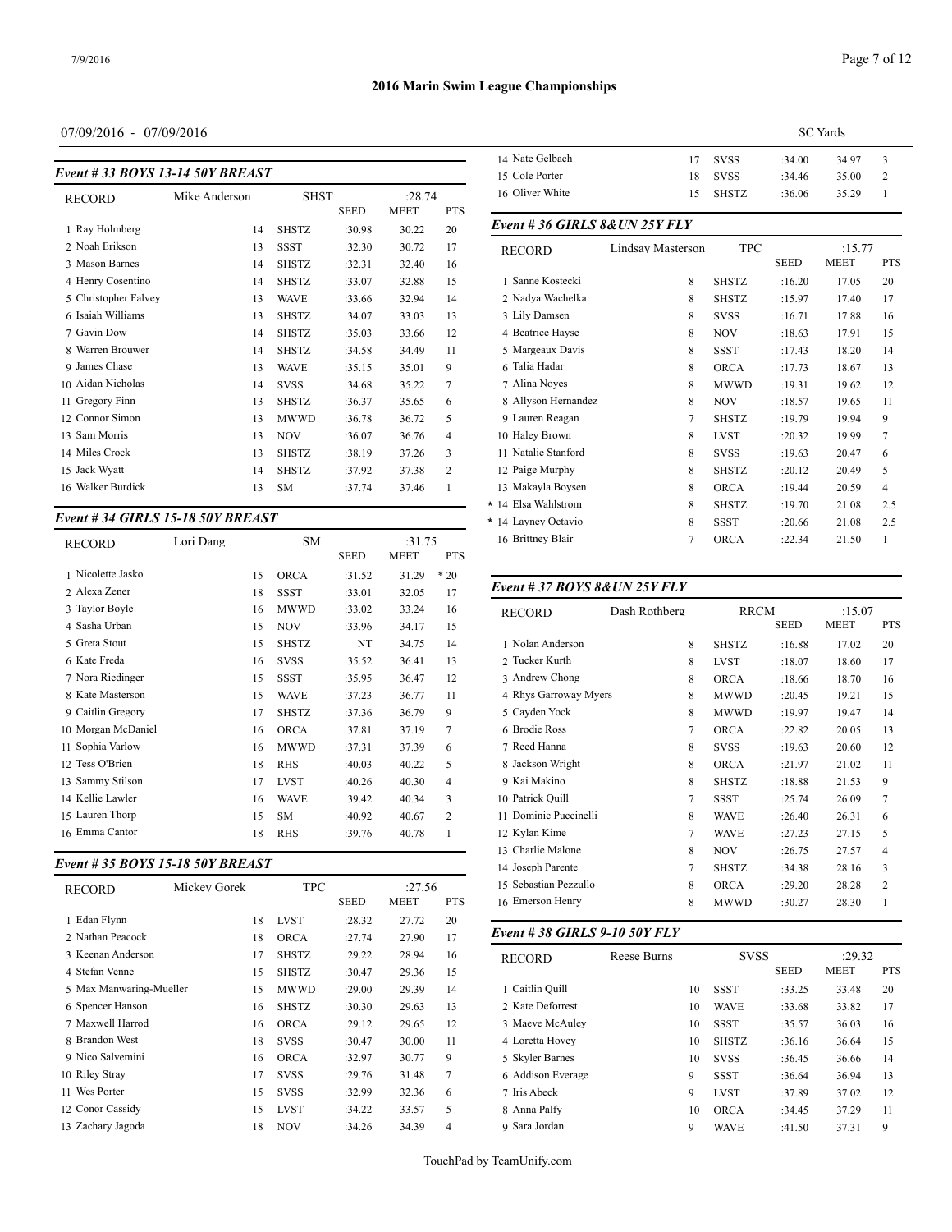## 2016 Marin Swim League Championships

07/09/2016 - 07/09/2016

SC Yards

### Event # 33 BOYS 13-14 50Y BREAST

| RECORD | Mike Anderson | | SHST | :28.74 | | |
|---|---|---|---|---|---|---|
| | | | | SEED | MEET | PTS |
| 1 | Ray Holmberg | 14 | SHSTZ | :30.98 | 30.22 | 20 |
| 2 | Noah Erikson | 13 | SSST | :32.30 | 30.72 | 17 |
| 3 | Mason Barnes | 14 | SHSTZ | :32.31 | 32.40 | 16 |
| 4 | Henry Cosentino | 14 | SHSTZ | :33.07 | 32.88 | 15 |
| 5 | Christopher Falvey | 13 | WAVE | :33.66 | 32.94 | 14 |
| 6 | Isaiah Williams | 13 | SHSTZ | :34.07 | 33.03 | 13 |
| 7 | Gavin Dow | 14 | SHSTZ | :35.03 | 33.66 | 12 |
| 8 | Warren Brouwer | 14 | SHSTZ | :34.58 | 34.49 | 11 |
| 9 | James Chase | 13 | WAVE | :35.15 | 35.01 | 9 |
| 10 | Aidan Nicholas | 14 | SVSS | :34.68 | 35.22 | 7 |
| 11 | Gregory Finn | 13 | SHSTZ | :36.37 | 35.65 | 6 |
| 12 | Connor Simon | 13 | MWWD | :36.78 | 36.72 | 5 |
| 13 | Sam Morris | 13 | NOV | :36.07 | 36.76 | 4 |
| 14 | Miles Crock | 13 | SHSTZ | :38.19 | 37.26 | 3 |
| 15 | Jack Wyatt | 14 | SHSTZ | :37.92 | 37.38 | 2 |
| 16 | Walker Burdick | 13 | SM | :37.74 | 37.46 | 1 |

### Event # 34 GIRLS 15-18 50Y BREAST

| RECORD | Lori Dang | | SM | :31.75 | | |
|---|---|---|---|---|---|---|
| | | | | SEED | MEET | PTS |
| 1 | Nicolette Jasko | 15 | ORCA | :31.52 | 31.29 | * 20 |
| 2 | Alexa Zener | 18 | SSST | :33.01 | 32.05 | 17 |
| 3 | Taylor Boyle | 16 | MWWD | :33.02 | 33.24 | 16 |
| 4 | Sasha Urban | 15 | NOV | :33.96 | 34.17 | 15 |
| 5 | Greta Stout | 15 | SHSTZ | NT | 34.75 | 14 |
| 6 | Kate Freda | 16 | SVSS | :35.52 | 36.41 | 13 |
| 7 | Nora Riedinger | 15 | SSST | :35.95 | 36.47 | 12 |
| 8 | Kate Masterson | 15 | WAVE | :37.23 | 36.77 | 11 |
| 9 | Caitlin Gregory | 17 | SHSTZ | :37.36 | 36.79 | 9 |
| 10 | Morgan McDaniel | 16 | ORCA | :37.81 | 37.19 | 7 |
| 11 | Sophia Varlow | 16 | MWWD | :37.31 | 37.39 | 6 |
| 12 | Tess O'Brien | 18 | RHS | :40.03 | 40.22 | 5 |
| 13 | Sammy Stilson | 17 | LVST | :40.26 | 40.30 | 4 |
| 14 | Kellie Lawler | 16 | WAVE | :39.42 | 40.34 | 3 |
| 15 | Lauren Thorp | 15 | SM | :40.92 | 40.67 | 2 |
| 16 | Emma Cantor | 18 | RHS | :39.76 | 40.78 | 1 |

### Event # 35 BOYS 15-18 50Y BREAST

| RECORD | Mickey Gorek | | TPC | :27.56 | | |
|---|---|---|---|---|---|---|
| | | | | SEED | MEET | PTS |
| 1 | Edan Flynn | 18 | LVST | :28.32 | 27.72 | 20 |
| 2 | Nathan Peacock | 18 | ORCA | :27.74 | 27.90 | 17 |
| 3 | Keenan Anderson | 17 | SHSTZ | :29.22 | 28.94 | 16 |
| 4 | Stefan Venne | 15 | SHSTZ | :30.47 | 29.36 | 15 |
| 5 | Max Manwaring-Mueller | 15 | MWWD | :29.00 | 29.39 | 14 |
| 6 | Spencer Hanson | 16 | SHSTZ | :30.30 | 29.63 | 13 |
| 7 | Maxwell Harrod | 16 | ORCA | :29.12 | 29.65 | 12 |
| 8 | Brandon West | 18 | SVSS | :30.47 | 30.00 | 11 |
| 9 | Nico Salvemini | 16 | ORCA | :32.97 | 30.77 | 9 |
| 10 | Riley Stray | 17 | SVSS | :29.76 | 31.48 | 7 |
| 11 | Wes Porter | 15 | SVSS | :32.99 | 32.36 | 6 |
| 12 | Conor Cassidy | 15 | LVST | :34.22 | 33.57 | 5 |
| 13 | Zachary Jagoda | 18 | NOV | :34.26 | 34.39 | 4 |
| 14 | Nate Gelbach | 17 | SVSS | :34.00 | 34.97 | 3 |
| 15 | Cole Porter | 18 | SVSS | :34.46 | 35.00 | 2 |
| 16 | Oliver White | 15 | SHSTZ | :36.06 | 35.29 | 1 |

### Event # 36 GIRLS 8&UN 25Y FLY

| RECORD | Lindsay Masterson | | TPC | :15.77 | | |
|---|---|---|---|---|---|---|
| | | | | SEED | MEET | PTS |
| 1 | Sanne Kostecki | 8 | SHSTZ | :16.20 | 17.05 | 20 |
| 2 | Nadya Wachelka | 8 | SHSTZ | :15.97 | 17.40 | 17 |
| 3 | Lily Damsen | 8 | SVSS | :16.71 | 17.88 | 16 |
| 4 | Beatrice Hayse | 8 | NOV | :18.63 | 17.91 | 15 |
| 5 | Margeaux Davis | 8 | SSST | :17.43 | 18.20 | 14 |
| 6 | Talia Hadar | 8 | ORCA | :17.73 | 18.67 | 13 |
| 7 | Alina Noyes | 8 | MWWD | :19.31 | 19.62 | 12 |
| 8 | Allyson Hernandez | 8 | NOV | :18.57 | 19.65 | 11 |
| 9 | Lauren Reagan | 7 | SHSTZ | :19.79 | 19.94 | 9 |
| 10 | Haley Brown | 8 | LVST | :20.32 | 19.99 | 7 |
| 11 | Natalie Stanford | 8 | SVSS | :19.63 | 20.47 | 6 |
| 12 | Paige Murphy | 8 | SHSTZ | :20.12 | 20.49 | 5 |
| 13 | Makayla Boysen | 8 | ORCA | :19.44 | 20.59 | 4 |
| * 14 | Elsa Wahlstrom | 8 | SHSTZ | :19.70 | 21.08 | 2.5 |
| * 14 | Layney Octavio | 8 | SSST | :20.66 | 21.08 | 2.5 |
| 16 | Brittney Blair | 7 | ORCA | :22.34 | 21.50 | 1 |

### Event # 37 BOYS 8&UN 25Y FLY

| RECORD | Dash Rothberg | | RRCM | :15.07 | | |
|---|---|---|---|---|---|---|
| | | | | SEED | MEET | PTS |
| 1 | Nolan Anderson | 8 | SHSTZ | :16.88 | 17.02 | 20 |
| 2 | Tucker Kurth | 8 | LVST | :18.07 | 18.60 | 17 |
| 3 | Andrew Chong | 8 | ORCA | :18.66 | 18.70 | 16 |
| 4 | Rhys Garroway Myers | 8 | MWWD | :20.45 | 19.21 | 15 |
| 5 | Cayden Yock | 8 | MWWD | :19.97 | 19.47 | 14 |
| 6 | Brodie Ross | 7 | ORCA | :22.82 | 20.05 | 13 |
| 7 | Reed Hanna | 8 | SVSS | :19.63 | 20.60 | 12 |
| 8 | Jackson Wright | 8 | ORCA | :21.97 | 21.02 | 11 |
| 9 | Kai Makino | 8 | SHSTZ | :18.88 | 21.53 | 9 |
| 10 | Patrick Quill | 7 | SSST | :25.74 | 26.09 | 7 |
| 11 | Dominic Puccinelli | 8 | WAVE | :26.40 | 26.31 | 6 |
| 12 | Kylan Kime | 7 | WAVE | :27.23 | 27.15 | 5 |
| 13 | Charlie Malone | 8 | NOV | :26.75 | 27.57 | 4 |
| 14 | Joseph Parente | 7 | SHSTZ | :34.38 | 28.16 | 3 |
| 15 | Sebastian Pezzullo | 8 | ORCA | :29.20 | 28.28 | 2 |
| 16 | Emerson Henry | 8 | MWWD | :30.27 | 28.30 | 1 |

### Event # 38 GIRLS 9-10 50Y FLY

| RECORD | Reese Burns | | SVSS | :29.32 | | |
|---|---|---|---|---|---|---|
| | | | | SEED | MEET | PTS |
| 1 | Caitlin Quill | 10 | SSST | :33.25 | 33.48 | 20 |
| 2 | Kate Deforrest | 10 | WAVE | :33.68 | 33.82 | 17 |
| 3 | Maeve McAuley | 10 | SSST | :35.57 | 36.03 | 16 |
| 4 | Loretta Hovey | 10 | SHSTZ | :36.16 | 36.64 | 15 |
| 5 | Skyler Barnes | 10 | SVSS | :36.45 | 36.66 | 14 |
| 6 | Addison Everage | 9 | SSST | :36.64 | 36.94 | 13 |
| 7 | Iris Abeck | 9 | LVST | :37.89 | 37.02 | 12 |
| 8 | Anna Palfy | 10 | ORCA | :34.45 | 37.29 | 11 |
| 9 | Sara Jordan | 9 | WAVE | :41.50 | 37.31 | 9 |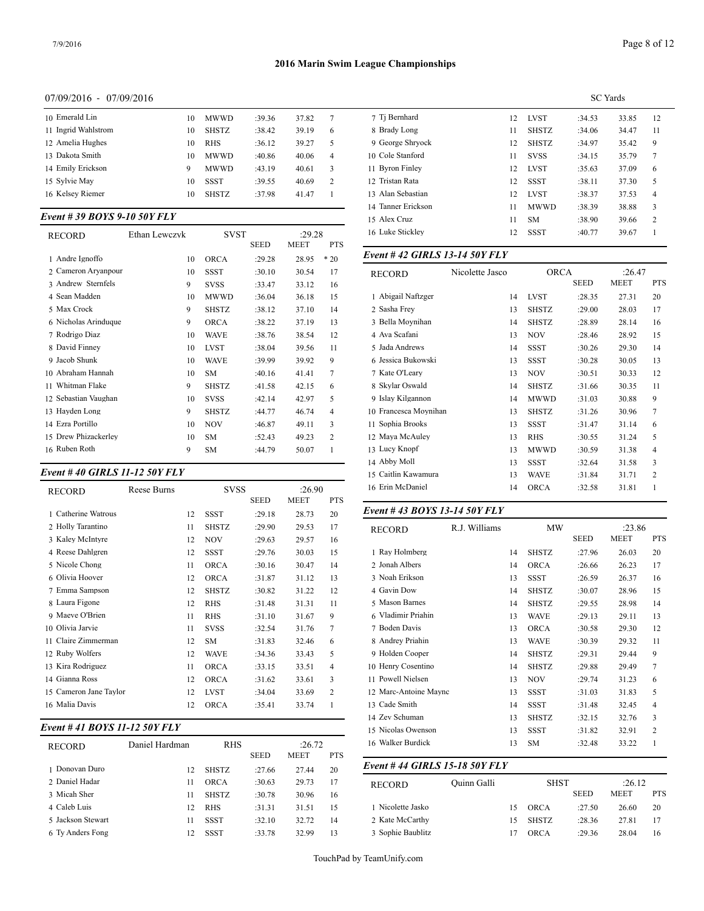## 2016 Marin Swim League Championships

07/09/2016 - 07/09/2016

SC Yards

| | | | | | |
|---|---|---|---|---|---|
| 10 Emerald Lin | 10 | MWWD | :39.36 | 37.82 | 7 |
| 11 Ingrid Wahlstrom | 10 | SHSTZ | :38.42 | 39.19 | 6 |
| 12 Amelia Hughes | 10 | RHS | :36.12 | 39.27 | 5 |
| 13 Dakota Smith | 10 | MWWD | :40.86 | 40.06 | 4 |
| 14 Emily Erickson | 9 | MWWD | :43.19 | 40.61 | 3 |
| 15 Sylvie May | 10 | SSST | :39.55 | 40.69 | 2 |
| 16 Kelsey Riemer | 10 | SHSTZ | :37.98 | 41.47 | 1 |

### *Event # 39 BOYS 9-10 50Y FLY*

| RECORD | Ethan Lewczyk | SVST | SEED | :29.28 MEET | PTS |
|---|---|---|---|---|---|
| 1 Andre Ignoffo | 10 | ORCA | :29.28 | 28.95 | * 20 |
| 2 Cameron Aryanpour | 10 | SSST | :30.10 | 30.54 | 17 |
| 3 Andrew Sternfels | 9 | SVSS | :33.47 | 33.12 | 16 |
| 4 Sean Madden | 10 | MWWD | :36.04 | 36.18 | 15 |
| 5 Max Crock | 9 | SHSTZ | :38.12 | 37.10 | 14 |
| 6 Nicholas Arinduque | 9 | ORCA | :38.22 | 37.19 | 13 |
| 7 Rodrigo Diaz | 10 | WAVE | :38.76 | 38.54 | 12 |
| 8 David Finney | 10 | LVST | :38.04 | 39.56 | 11 |
| 9 Jacob Shunk | 10 | WAVE | :39.99 | 39.92 | 9 |
| 10 Abraham Hannah | 10 | SM | :40.16 | 41.41 | 7 |
| 11 Whitman Flake | 9 | SHSTZ | :41.58 | 42.15 | 6 |
| 12 Sebastian Vaughan | 10 | SVSS | :42.14 | 42.97 | 5 |
| 13 Hayden Long | 9 | SHSTZ | :44.77 | 46.74 | 4 |
| 14 Ezra Portillo | 10 | NOV | :46.87 | 49.11 | 3 |
| 15 Drew Phizackerley | 10 | SM | :52.43 | 49.23 | 2 |
| 16 Ruben Roth | 9 | SM | :44.79 | 50.07 | 1 |

### *Event # 40 GIRLS 11-12 50Y FLY*

| RECORD | Reese Burns | SVSS | SEED | :26.90 MEET | PTS |
|---|---|---|---|---|---|
| 1 Catherine Watrous | 12 | SSST | :29.18 | 28.73 | 20 |
| 2 Holly Tarantino | 11 | SHSTZ | :29.90 | 29.53 | 17 |
| 3 Kaley McIntyre | 12 | NOV | :29.63 | 29.57 | 16 |
| 4 Reese Dahlgren | 12 | SSST | :29.76 | 30.03 | 15 |
| 5 Nicole Chong | 11 | ORCA | :30.16 | 30.47 | 14 |
| 6 Olivia Hoover | 12 | ORCA | :31.87 | 31.12 | 13 |
| 7 Emma Sampson | 12 | SHSTZ | :30.82 | 31.22 | 12 |
| 8 Laura Figone | 12 | RHS | :31.48 | 31.31 | 11 |
| 9 Maeve O'Brien | 11 | RHS | :31.10 | 31.67 | 9 |
| 10 Olivia Jarvie | 11 | SVSS | :32.54 | 31.76 | 7 |
| 11 Claire Zimmerman | 12 | SM | :31.83 | 32.46 | 6 |
| 12 Ruby Wolfers | 12 | WAVE | :34.36 | 33.43 | 5 |
| 13 Kira Rodriguez | 11 | ORCA | :33.15 | 33.51 | 4 |
| 14 Gianna Ross | 12 | ORCA | :31.62 | 33.61 | 3 |
| 15 Cameron Jane Taylor | 12 | LVST | :34.04 | 33.69 | 2 |
| 16 Malia Davis | 12 | ORCA | :35.41 | 33.74 | 1 |

### *Event # 41 BOYS 11-12 50Y FLY*

| RECORD | Daniel Hardman | RHS | SEED | :26.72 MEET | PTS |
|---|---|---|---|---|---|
| 1 Donovan Duro | 12 | SHSTZ | :27.66 | 27.44 | 20 |
| 2 Daniel Hadar | 11 | ORCA | :30.63 | 29.73 | 17 |
| 3 Micah Sher | 11 | SHSTZ | :30.78 | 30.96 | 16 |
| 4 Caleb Luis | 12 | RHS | :31.31 | 31.51 | 15 |
| 5 Jackson Stewart | 11 | SSST | :32.10 | 32.72 | 14 |
| 6 Ty Anders Fong | 12 | SSST | :33.78 | 32.99 | 13 |
| 7 Tj Bernhard | 12 | LVST | :34.53 | 33.85 | 12 |
| 8 Brady Long | 11 | SHSTZ | :34.06 | 34.47 | 11 |
| 9 George Shryock | 12 | SHSTZ | :34.97 | 35.42 | 9 |
| 10 Cole Stanford | 11 | SVSS | :34.15 | 35.79 | 7 |
| 11 Byron Finley | 12 | LVST | :35.63 | 37.09 | 6 |
| 12 Tristan Rata | 12 | SSST | :38.11 | 37.30 | 5 |
| 13 Alan Sebastian | 12 | LVST | :38.37 | 37.53 | 4 |
| 14 Tanner Erickson | 11 | MWWD | :38.39 | 38.88 | 3 |
| 15 Alex Cruz | 11 | SM | :38.90 | 39.66 | 2 |
| 16 Luke Stickley | 12 | SSST | :40.77 | 39.67 | 1 |

### *Event # 42 GIRLS 13-14 50Y FLY*

| RECORD | Nicolette Jasco | ORCA | SEED | :26.47 MEET | PTS |
|---|---|---|---|---|---|
| 1 Abigail Naftzger | 14 | LVST | :28.35 | 27.31 | 20 |
| 2 Sasha Frey | 13 | SHSTZ | :29.00 | 28.03 | 17 |
| 3 Bella Moynihan | 14 | SHSTZ | :28.89 | 28.14 | 16 |
| 4 Ava Scafani | 13 | NOV | :28.46 | 28.92 | 15 |
| 5 Jada Andrews | 14 | SSST | :30.26 | 29.30 | 14 |
| 6 Jessica Bukowski | 13 | SSST | :30.28 | 30.05 | 13 |
| 7 Kate O'Leary | 13 | NOV | :30.51 | 30.33 | 12 |
| 8 Skylar Oswald | 14 | SHSTZ | :31.66 | 30.35 | 11 |
| 9 Islay Kilgannon | 14 | MWWD | :31.03 | 30.88 | 9 |
| 10 Francesca Moynihan | 13 | SHSTZ | :31.26 | 30.96 | 7 |
| 11 Sophia Brooks | 13 | SSST | :31.47 | 31.14 | 6 |
| 12 Maya McAuley | 13 | RHS | :30.55 | 31.24 | 5 |
| 13 Lucy Knopf | 13 | MWWD | :30.59 | 31.38 | 4 |
| 14 Abby Moll | 13 | SSST | :32.64 | 31.58 | 3 |
| 15 Caitlin Kawamura | 13 | WAVE | :31.84 | 31.71 | 2 |
| 16 Erin McDaniel | 14 | ORCA | :32.58 | 31.81 | 1 |

### *Event # 43 BOYS 13-14 50Y FLY*

| RECORD | R.J. Williams | MW | SEED | :23.86 MEET | PTS |
|---|---|---|---|---|---|
| 1 Ray Holmberg | 14 | SHSTZ | :27.96 | 26.03 | 20 |
| 2 Jonah Albers | 14 | ORCA | :26.66 | 26.23 | 17 |
| 3 Noah Erikson | 13 | SSST | :26.59 | 26.37 | 16 |
| 4 Gavin Dow | 14 | SHSTZ | :30.07 | 28.96 | 15 |
| 5 Mason Barnes | 14 | SHSTZ | :29.55 | 28.98 | 14 |
| 6 Vladimir Priahin | 13 | WAVE | :29.13 | 29.11 | 13 |
| 7 Boden Davis | 13 | ORCA | :30.58 | 29.30 | 12 |
| 8 Andrey Priahin | 13 | WAVE | :30.39 | 29.32 | 11 |
| 9 Holden Cooper | 14 | SHSTZ | :29.31 | 29.44 | 9 |
| 10 Henry Cosentino | 14 | SHSTZ | :29.88 | 29.49 | 7 |
| 11 Powell Nielsen | 13 | NOV | :29.74 | 31.23 | 6 |
| 12 Marc-Antoine Maync | 13 | SSST | :31.03 | 31.83 | 5 |
| 13 Cade Smith | 14 | SSST | :31.48 | 32.45 | 4 |
| 14 Zev Schuman | 13 | SHSTZ | :32.15 | 32.76 | 3 |
| 15 Nicolas Owenson | 13 | SSST | :31.82 | 32.91 | 2 |
| 16 Walker Burdick | 13 | SM | :32.48 | 33.22 | 1 |

### *Event # 44 GIRLS 15-18 50Y FLY*

| RECORD | Quinn Galli | SHST | SEED | :26.12 MEET | PTS |
|---|---|---|---|---|---|
| 1 Nicolette Jasko | 15 | ORCA | :27.50 | 26.60 | 20 |
| 2 Kate McCarthy | 15 | SHSTZ | :28.36 | 27.81 | 17 |
| 3 Sophie Baublitz | 17 | ORCA | :29.36 | 28.04 | 16 |

TouchPad by TeamUnify.com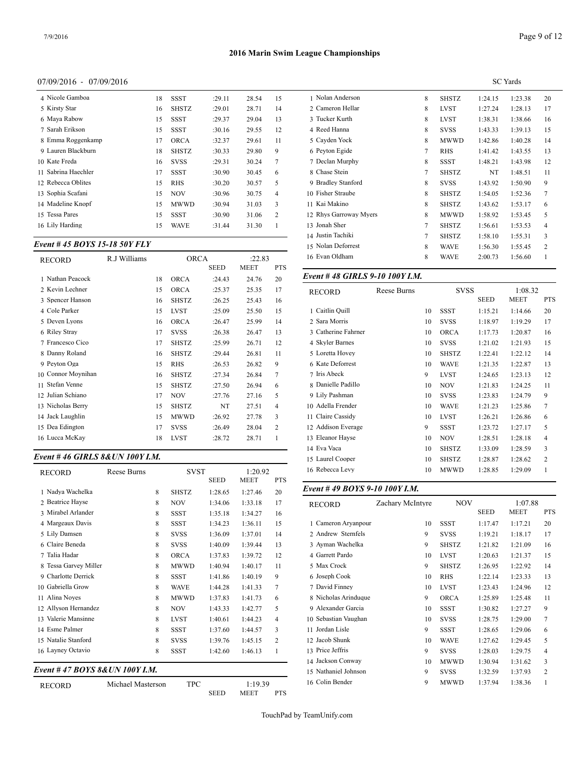# 2016 Marin Swim League Championships

07/09/2016 - 07/09/2016

SC Yards

| | Age | Team | SEED | MEET | PTS |
|---|---|---|---|---|---|
| 4 Nicole Gamboa | 18 | SSST | :29.11 | 28.54 | 15 |
| 5 Kirsty Star | 16 | SHSTZ | :29.01 | 28.71 | 14 |
| 6 Maya Rabow | 15 | SSST | :29.37 | 29.04 | 13 |
| 7 Sarah Erikson | 15 | SSST | :30.16 | 29.55 | 12 |
| 8 Emma Roggenkamp | 17 | ORCA | :32.37 | 29.61 | 11 |
| 9 Lauren Blackburn | 18 | SHSTZ | :30.33 | 29.80 | 9 |
| 10 Kate Freda | 16 | SVSS | :29.31 | 30.24 | 7 |
| 11 Sabrina Haechler | 17 | SSST | :30.90 | 30.45 | 6 |
| 12 Rebecca Oblites | 15 | RHS | :30.20 | 30.57 | 5 |
| 13 Sophia Scafani | 15 | NOV | :30.96 | 30.75 | 4 |
| 14 Madeline Knopf | 15 | MWWD | :30.94 | 31.03 | 3 |
| 15 Tessa Pares | 15 | SSST | :30.90 | 31.06 | 2 |
| 16 Lily Harding | 15 | WAVE | :31.44 | 31.30 | 1 |

### *Event # 45 BOYS 15-18 50Y FLY*

| RECORD | R.J Williams | ORCA | | :22.83 | |
|---|---|---|---|---|---|
| | | | SEED | MEET | PTS |
| 1 Nathan Peacock | 18 | ORCA | :24.43 | 24.76 | 20 |
| 2 Kevin Lechner | 15 | ORCA | :25.37 | 25.35 | 17 |
| 3 Spencer Hanson | 16 | SHSTZ | :26.25 | 25.43 | 16 |
| 4 Cole Parker | 15 | LVST | :25.09 | 25.50 | 15 |
| 5 Deven Lyons | 16 | ORCA | :26.47 | 25.99 | 14 |
| 6 Riley Stray | 17 | SVSS | :26.38 | 26.47 | 13 |
| 7 Francesco Cico | 17 | SHSTZ | :25.99 | 26.71 | 12 |
| 8 Danny Roland | 16 | SHSTZ | :29.44 | 26.81 | 11 |
| 9 Peyton Oga | 15 | RHS | :26.53 | 26.82 | 9 |
| 10 Connor Moynihan | 16 | SHSTZ | :27.34 | 26.84 | 7 |
| 11 Stefan Venne | 15 | SHSTZ | :27.50 | 26.94 | 6 |
| 12 Julian Schiano | 17 | NOV | :27.76 | 27.16 | 5 |
| 13 Nicholas Berry | 15 | SHSTZ | NT | 27.51 | 4 |
| 14 Jack Laughlin | 15 | MWWD | :26.92 | 27.78 | 3 |
| 15 Dea Edington | 17 | SVSS | :26.49 | 28.04 | 2 |
| 16 Lucca McKay | 18 | LVST | :28.72 | 28.71 | 1 |

### *Event # 46 GIRLS 8&UN 100Y I.M.*

| RECORD | Reese Burns | SVST | | 1:20.92 | |
|---|---|---|---|---|---|
| | | | SEED | MEET | PTS |
| 1 Nadya Wachelka | 8 | SHSTZ | 1:28.65 | 1:27.46 | 20 |
| 2 Beatrice Hayse | 8 | NOV | 1:34.06 | 1:33.18 | 17 |
| 3 Mirabel Arlander | 8 | SSST | 1:35.18 | 1:34.27 | 16 |
| 4 Margeaux Davis | 8 | SSST | 1:34.23 | 1:36.11 | 15 |
| 5 Lily Damsen | 8 | SVSS | 1:36.09 | 1:37.01 | 14 |
| 6 Claire Beneda | 8 | SVSS | 1:40.09 | 1:39.44 | 13 |
| 7 Talia Hadar | 8 | ORCA | 1:37.83 | 1:39.72 | 12 |
| 8 Tessa Garvey Miller | 8 | MWWD | 1:40.94 | 1:40.17 | 11 |
| 9 Charlotte Derrick | 8 | SSST | 1:41.86 | 1:40.19 | 9 |
| 10 Gabriella Grow | 8 | WAVE | 1:44.28 | 1:41.33 | 7 |
| 11 Alina Noyes | 8 | MWWD | 1:37.83 | 1:41.73 | 6 |
| 12 Allyson Hernandez | 8 | NOV | 1:43.33 | 1:42.77 | 5 |
| 13 Valerie Mansinne | 8 | LVST | 1:40.61 | 1:44.23 | 4 |
| 14 Esme Palmer | 8 | SSST | 1:37.60 | 1:44.57 | 3 |
| 15 Natalie Stanford | 8 | SVSS | 1:39.76 | 1:45.15 | 2 |
| 16 Layney Octavio | 8 | SSST | 1:42.60 | 1:46.13 | 1 |

### *Event # 47 BOYS 8&UN 100Y I.M.*

| RECORD | Michael Masterson | TPC | | 1:19.39 | |
|---|---|---|---|---|---|
| | | | SEED | MEET | PTS |
| 1 Nolan Anderson | 8 | SHSTZ | 1:24.15 | 1:23.38 | 20 |
| 2 Cameron Hellar | 8 | LVST | 1:27.24 | 1:28.13 | 17 |
| 3 Tucker Kurth | 8 | LVST | 1:38.31 | 1:38.66 | 16 |
| 4 Reed Hanna | 8 | SVSS | 1:43.33 | 1:39.13 | 15 |
| 5 Cayden Yock | 8 | MWWD | 1:42.86 | 1:40.28 | 14 |
| 6 Peyton Egide | 7 | RHS | 1:41.42 | 1:43.55 | 13 |
| 7 Declan Murphy | 8 | SSST | 1:48.21 | 1:43.98 | 12 |
| 8 Chase Stein | 7 | SHSTZ | NT | 1:48.51 | 11 |
| 9 Bradley Stanford | 8 | SVSS | 1:43.92 | 1:50.90 | 9 |
| 10 Fisher Straube | 8 | SHSTZ | 1:54.05 | 1:52.36 | 7 |
| 11 Kai Makino | 8 | SHSTZ | 1:43.62 | 1:53.17 | 6 |
| 12 Rhys Garroway Myers | 8 | MWWD | 1:58.92 | 1:53.45 | 5 |
| 13 Jonah Sher | 7 | SHSTZ | 1:56.61 | 1:53.53 | 4 |
| 14 Justin Tachiki | 7 | SHSTZ | 1:58.10 | 1:55.31 | 3 |
| 15 Nolan Deforrest | 8 | WAVE | 1:56.30 | 1:55.45 | 2 |
| 16 Evan Oldham | 8 | WAVE | 2:00.73 | 1:56.60 | 1 |

### *Event # 48 GIRLS 9-10 100Y I.M.*

| RECORD | Reese Burns | SVSS | | 1:08.32 | |
|---|---|---|---|---|---|
| | | | SEED | MEET | PTS |
| 1 Caitlin Quill | 10 | SSST | 1:15.21 | 1:14.66 | 20 |
| 2 Sara Morris | 10 | SVSS | 1:18.97 | 1:19.29 | 17 |
| 3 Catherine Fahrner | 10 | ORCA | 1:17.73 | 1:20.87 | 16 |
| 4 Skyler Barnes | 10 | SVSS | 1:21.02 | 1:21.93 | 15 |
| 5 Loretta Hovey | 10 | SHSTZ | 1:22.41 | 1:22.12 | 14 |
| 6 Kate Deforest | 10 | WAVE | 1:21.35 | 1:22.87 | 13 |
| 7 Iris Abeck | 9 | LVST | 1:24.65 | 1:23.13 | 12 |
| 8 Danielle Padillo | 10 | NOV | 1:21.83 | 1:24.25 | 11 |
| 9 Lily Pashman | 10 | SVSS | 1:23.83 | 1:24.79 | 9 |
| 10 Adella Frender | 10 | WAVE | 1:21.23 | 1:25.86 | 7 |
| 11 Claire Cassidy | 10 | LVST | 1:26.21 | 1:26.86 | 6 |
| 12 Addison Everage | 9 | SSST | 1:23.72 | 1:27.17 | 5 |
| 13 Eleanor Hayse | 10 | NOV | 1:28.51 | 1:28.18 | 4 |
| 14 Eva Vaca | 10 | SHSTZ | 1:33.09 | 1:28.59 | 3 |
| 15 Laurel Cooper | 10 | SHSTZ | 1:28.87 | 1:28.62 | 2 |
| 16 Rebecca Levy | 10 | MWWD | 1:28.85 | 1:29.09 | 1 |

### *Event # 49 BOYS 9-10 100Y I.M.*

| RECORD | Zachary McIntyre | NOV | | 1:07.88 | |
|---|---|---|---|---|---|
| | | | SEED | MEET | PTS |
| 1 Cameron Aryanpour | 10 | SSST | 1:17.47 | 1:17.21 | 20 |
| 2 Andrew Sternfels | 9 | SVSS | 1:19.21 | 1:18.17 | 17 |
| 3 Ayman Wachelka | 9 | SHSTZ | 1:21.82 | 1:21.09 | 16 |
| 4 Garrett Pardo | 10 | LVST | 1:20.63 | 1:21.37 | 15 |
| 5 Max Crock | 9 | SHSTZ | 1:26.95 | 1:22.92 | 14 |
| 6 Joseph Cook | 10 | RHS | 1:22.14 | 1:23.33 | 13 |
| 7 David Finney | 10 | LVST | 1:23.43 | 1:24.96 | 12 |
| 8 Nicholas Arinduque | 9 | ORCA | 1:25.89 | 1:25.48 | 11 |
| 9 Alexander Garcia | 10 | SSST | 1:30.82 | 1:27.27 | 9 |
| 10 Sebastian Vaughan | 10 | SVSS | 1:28.75 | 1:29.00 | 7 |
| 11 Jordan Lisle | 9 | SSST | 1:28.65 | 1:29.06 | 6 |
| 12 Jacob Shunk | 10 | WAVE | 1:27.62 | 1:29.45 | 5 |
| 13 Price Jeffris | 9 | SVSS | 1:28.03 | 1:29.75 | 4 |
| 14 Jackson Conway | 10 | MWWD | 1:30.94 | 1:31.62 | 3 |
| 15 Nathaniel Johnson | 9 | SVSS | 1:32.59 | 1:37.93 | 2 |
| 16 Colin Bender | 9 | MWWD | 1:37.94 | 1:38.36 | 1 |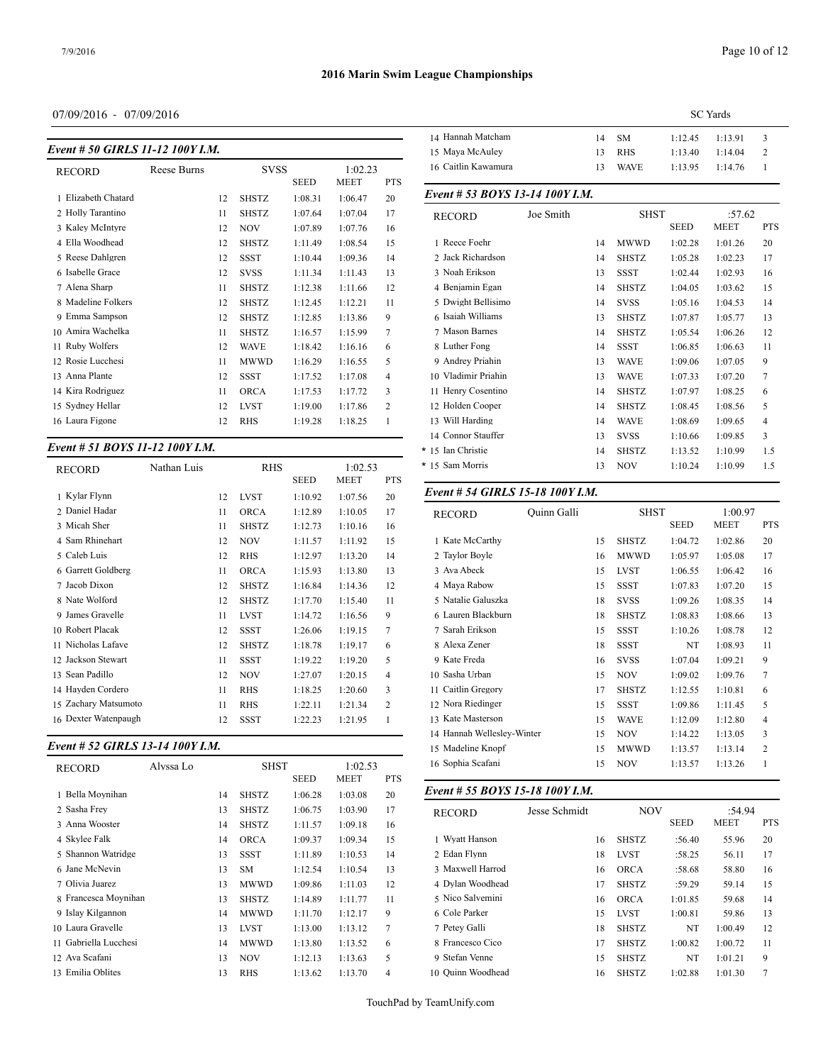## 2016 Marin Swim League Championships

07/09/2016 - 07/09/2016

SC Yards

### Event # 50 GIRLS 11-12 100Y I.M.

| RECORD | Reese Burns | | SVSS | SEED | 1:02.23 MEET | PTS |
|---|---|---|---|---|---|---|
| 1 | Elizabeth Chatard | 12 | SHSTZ | 1:08.31 | 1:06.47 | 20 |
| 2 | Holly Tarantino | 11 | SHSTZ | 1:07.64 | 1:07.04 | 17 |
| 3 | Kaley McIntyre | 12 | NOV | 1:07.89 | 1:07.76 | 16 |
| 4 | Ella Woodhead | 12 | SHSTZ | 1:11.49 | 1:08.54 | 15 |
| 5 | Reese Dahlgren | 12 | SSST | 1:10.44 | 1:09.36 | 14 |
| 6 | Isabelle Grace | 12 | SVSS | 1:11.34 | 1:11.43 | 13 |
| 7 | Alena Sharp | 11 | SHSTZ | 1:12.38 | 1:11.66 | 12 |
| 8 | Madeline Folkers | 12 | SHSTZ | 1:12.45 | 1:12.21 | 11 |
| 9 | Emma Sampson | 12 | SHSTZ | 1:12.85 | 1:13.86 | 9 |
| 10 | Amira Wachelka | 11 | SHSTZ | 1:16.57 | 1:15.99 | 7 |
| 11 | Ruby Wolfers | 12 | WAVE | 1:18.42 | 1:16.16 | 6 |
| 12 | Rosie Lucchesi | 11 | MWWD | 1:16.29 | 1:16.55 | 5 |
| 13 | Anna Plante | 12 | SSST | 1:17.52 | 1:17.08 | 4 |
| 14 | Kira Rodriguez | 11 | ORCA | 1:17.53 | 1:17.72 | 3 |
| 15 | Sydney Hellar | 12 | LVST | 1:19.00 | 1:17.86 | 2 |
| 16 | Laura Figone | 12 | RHS | 1:19.28 | 1:18.25 | 1 |

### Event # 51 BOYS 11-12 100Y I.M.

| RECORD | Nathan Luis | | RHS | SEED | 1:02.53 MEET | PTS |
|---|---|---|---|---|---|---|
| 1 | Kylar Flynn | 12 | LVST | 1:10.92 | 1:07.56 | 20 |
| 2 | Daniel Hadar | 11 | ORCA | 1:12.89 | 1:10.05 | 17 |
| 3 | Micah Sher | 11 | SHSTZ | 1:12.73 | 1:10.16 | 16 |
| 4 | Sam Rhinehart | 12 | NOV | 1:11.57 | 1:11.92 | 15 |
| 5 | Caleb Luis | 12 | RHS | 1:12.97 | 1:13.20 | 14 |
| 6 | Garrett Goldberg | 11 | ORCA | 1:15.93 | 1:13.80 | 13 |
| 7 | Jacob Dixon | 12 | SHSTZ | 1:16.84 | 1:14.36 | 12 |
| 8 | Nate Wolford | 12 | SHSTZ | 1:17.70 | 1:15.40 | 11 |
| 9 | James Gravelle | 11 | LVST | 1:14.72 | 1:16.56 | 9 |
| 10 | Robert Placak | 12 | SSST | 1:26.06 | 1:19.15 | 7 |
| 11 | Nicholas Lafave | 12 | SHSTZ | 1:18.78 | 1:19.17 | 6 |
| 12 | Jackson Stewart | 11 | SSST | 1:19.22 | 1:19.20 | 5 |
| 13 | Sean Padillo | 12 | NOV | 1:27.07 | 1:20.15 | 4 |
| 14 | Hayden Cordero | 11 | RHS | 1:18.25 | 1:20.60 | 3 |
| 15 | Zachary Matsumoto | 11 | RHS | 1:22.11 | 1:21.34 | 2 |
| 16 | Dexter Watenpaugh | 12 | SSST | 1:22.23 | 1:21.95 | 1 |

### Event # 52 GIRLS 13-14 100Y I.M.

| RECORD | Alyssa Lo | | SHST | SEED | 1:02.53 MEET | PTS |
|---|---|---|---|---|---|---|
| 1 | Bella Moynihan | 14 | SHSTZ | 1:06.28 | 1:03.08 | 20 |
| 2 | Sasha Frey | 13 | SHSTZ | 1:06.75 | 1:03.90 | 17 |
| 3 | Anna Wooster | 14 | SHSTZ | 1:11.57 | 1:09.18 | 16 |
| 4 | Skylee Falk | 14 | ORCA | 1:09.37 | 1:09.34 | 15 |
| 5 | Shannon Watridge | 13 | SSST | 1:11.89 | 1:10.53 | 14 |
| 6 | Jane McNevin | 13 | SM | 1:12.54 | 1:10.54 | 13 |
| 7 | Olivia Juarez | 13 | MWWD | 1:09.86 | 1:11.03 | 12 |
| 8 | Francesca Moynihan | 13 | SHSTZ | 1:14.89 | 1:11.77 | 11 |
| 9 | Islay Kilgannon | 14 | MWWD | 1:11.70 | 1:12.17 | 9 |
| 10 | Laura Gravelle | 13 | LVST | 1:13.00 | 1:13.12 | 7 |
| 11 | Gabriella Lucchesi | 14 | MWWD | 1:13.80 | 1:13.52 | 6 |
| 12 | Ava Scafani | 13 | NOV | 1:12.13 | 1:13.63 | 5 |
| 13 | Emilia Oblites | 13 | RHS | 1:13.62 | 1:13.70 | 4 |
| 14 | Hannah Matcham | 14 | SM | 1:12.45 | 1:13.91 | 3 |
| 15 | Maya McAuley | 13 | RHS | 1:13.40 | 1:14.04 | 2 |
| 16 | Caitlin Kawamura | 13 | WAVE | 1:13.95 | 1:14.76 | 1 |

### Event # 53 BOYS 13-14 100Y I.M.

| RECORD | Joe Smith | | SHST | SEED | :57.62 MEET | PTS |
|---|---|---|---|---|---|---|
| 1 | Reece Foehr | 14 | MWWD | 1:02.28 | 1:01.26 | 20 |
| 2 | Jack Richardson | 14 | SHSTZ | 1:05.28 | 1:02.23 | 17 |
| 3 | Noah Erikson | 13 | SSST | 1:02.44 | 1:02.93 | 16 |
| 4 | Benjamin Egan | 14 | SHSTZ | 1:04.05 | 1:03.62 | 15 |
| 5 | Dwight Bellisimo | 14 | SVSS | 1:05.16 | 1:04.53 | 14 |
| 6 | Isaiah Williams | 13 | SHSTZ | 1:07.87 | 1:05.77 | 13 |
| 7 | Mason Barnes | 14 | SHSTZ | 1:05.54 | 1:06.26 | 12 |
| 8 | Luther Fong | 14 | SSST | 1:06.85 | 1:06.63 | 11 |
| 9 | Andrey Priahin | 13 | WAVE | 1:09.06 | 1:07.05 | 9 |
| 10 | Vladimir Priahin | 13 | WAVE | 1:07.33 | 1:07.20 | 7 |
| 11 | Henry Cosentino | 14 | SHSTZ | 1:07.97 | 1:08.25 | 6 |
| 12 | Holden Cooper | 14 | SHSTZ | 1:08.45 | 1:08.56 | 5 |
| 13 | Will Harding | 14 | WAVE | 1:08.69 | 1:09.65 | 4 |
| 14 | Connor Stauffer | 13 | SVSS | 1:10.66 | 1:09.85 | 3 |
| * 15 | Ian Christie | 14 | SHSTZ | 1:13.52 | 1:10.99 | 1.5 |
| * 15 | Sam Morris | 13 | NOV | 1:10.24 | 1:10.99 | 1.5 |

### Event # 54 GIRLS 15-18 100Y I.M.

| RECORD | Quinn Galli | | SHST | SEED | 1:00.97 MEET | PTS |
|---|---|---|---|---|---|---|
| 1 | Kate McCarthy | 15 | SHSTZ | 1:04.72 | 1:02.86 | 20 |
| 2 | Taylor Boyle | 16 | MWWD | 1:05.97 | 1:05.08 | 17 |
| 3 | Ava Abeck | 15 | LVST | 1:06.55 | 1:06.42 | 16 |
| 4 | Maya Rabow | 15 | SSST | 1:07.83 | 1:07.20 | 15 |
| 5 | Natalie Galuszka | 18 | SVSS | 1:09.26 | 1:08.35 | 14 |
| 6 | Lauren Blackburn | 18 | SHSTZ | 1:08.83 | 1:08.66 | 13 |
| 7 | Sarah Erikson | 15 | SSST | 1:10.26 | 1:08.78 | 12 |
| 8 | Alexa Zener | 18 | SSST | NT | 1:08.93 | 11 |
| 9 | Kate Freda | 16 | SVSS | 1:07.04 | 1:09.21 | 9 |
| 10 | Sasha Urban | 15 | NOV | 1:09.02 | 1:09.76 | 7 |
| 11 | Caitlin Gregory | 17 | SHSTZ | 1:12.55 | 1:10.81 | 6 |
| 12 | Nora Riedinger | 15 | SSST | 1:09.86 | 1:11.45 | 5 |
| 13 | Kate Masterson | 15 | WAVE | 1:12.09 | 1:12.80 | 4 |
| 14 | Hannah Wellesley-Winter | 15 | NOV | 1:14.22 | 1:13.05 | 3 |
| 15 | Madeline Knopf | 15 | MWWD | 1:13.57 | 1:13.14 | 2 |
| 16 | Sophia Scafani | 15 | NOV | 1:13.57 | 1:13.26 | 1 |

### Event # 55 BOYS 15-18 100Y I.M.

| RECORD | Jesse Schmidt | | NOV | SEED | :54.94 MEET | PTS |
|---|---|---|---|---|---|---|
| 1 | Wyatt Hanson | 16 | SHSTZ | :56.40 | 55.96 | 20 |
| 2 | Edan Flynn | 18 | LVST | :58.25 | 56.11 | 17 |
| 3 | Maxwell Harrod | 16 | ORCA | :58.68 | 58.80 | 16 |
| 4 | Dylan Woodhead | 17 | SHSTZ | :59.29 | 59.14 | 15 |
| 5 | Nico Salvemini | 16 | ORCA | 1:01.85 | 59.68 | 14 |
| 6 | Cole Parker | 15 | LVST | 1:00.81 | 59.86 | 13 |
| 7 | Petey Galli | 18 | SHSTZ | NT | 1:00.49 | 12 |
| 8 | Francesco Cico | 17 | SHSTZ | 1:00.82 | 1:00.72 | 11 |
| 9 | Stefan Venne | 15 | SHSTZ | NT | 1:01.21 | 9 |
| 10 | Quinn Woodhead | 16 | SHSTZ | 1:02.88 | 1:01.30 | 7 |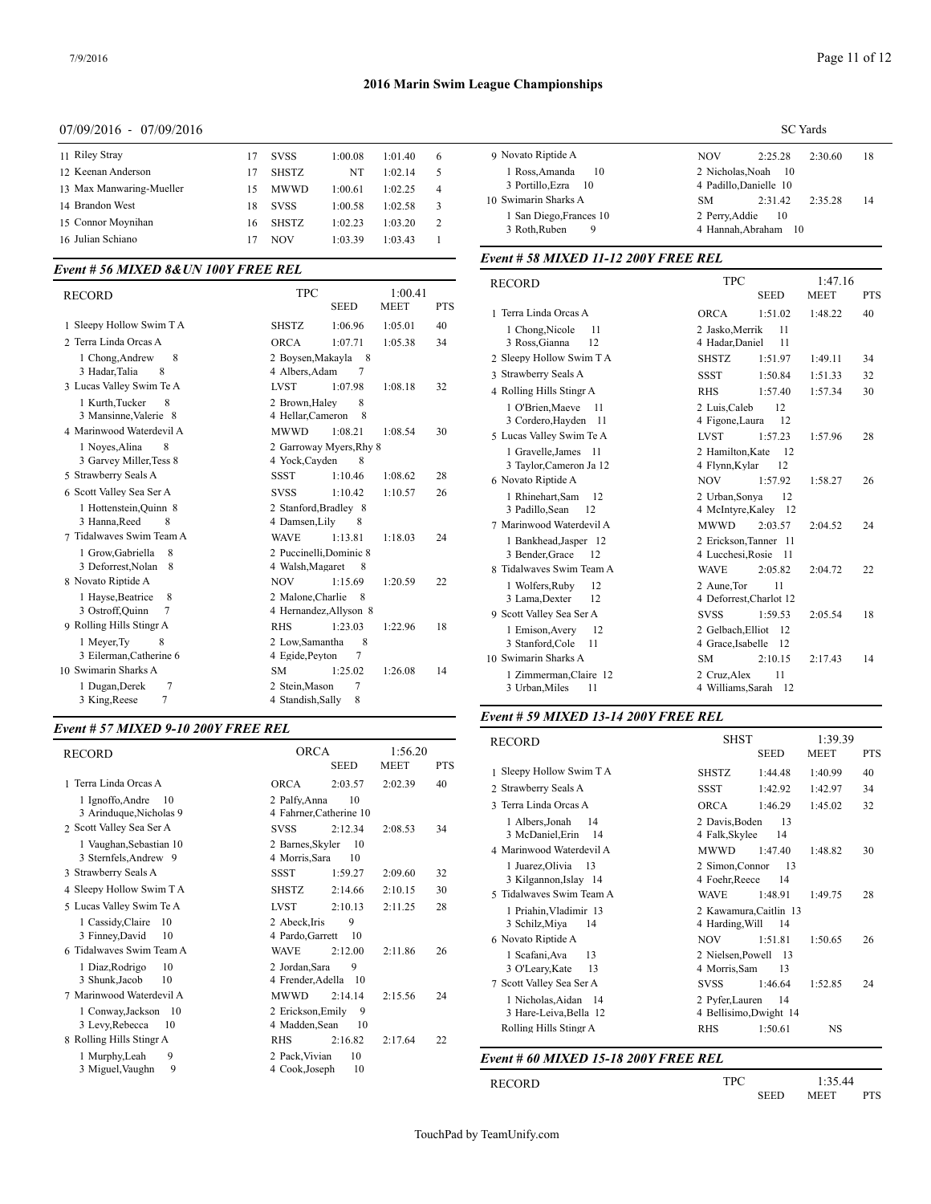# 2016 Marin Swim League Championships

07/09/2016 - 07/09/2016 SC Yards

| Name | Age | Team | Seed | Finals | Pts |
|---|---|---|---|---|---|
| 11 Riley Stray | 17 | SVSS | 1:00.08 | 1:01.40 | 6 |
| 12 Keenan Anderson | 17 | SHSTZ | NT | 1:02.14 | 5 |
| 13 Max Manwaring-Mueller | 15 | MWWD | 1:00.61 | 1:02.25 | 4 |
| 14 Brandon West | 18 | SVSS | 1:00.58 | 1:02.58 | 3 |
| 15 Connor Moynihan | 16 | SHSTZ | 1:02.23 | 1:03.20 | 2 |
| 16 Julian Schiano | 17 | NOV | 1:03.39 | 1:03.43 | 1 |

## *Event # 56 MIXED 8&UN 100Y FREE REL*

| RECORD | TPC | SEED | 1:00.41 MEET | PTS |
|---|---|---|---|---|
| 1 Sleepy Hollow Swim T A | SHSTZ | 1:06.96 | 1:05.01 | 40 |
| 2 Terra Linda Orcas A | ORCA | 1:07.71 | 1:05.38 | 34 |
| 1 Chong,Andrew 8; 3 Hadar,Talia 8 | 2 Boysen,Makayla 8; 4 Albers,Adam 7 | | | |
| 3 Lucas Valley Swim Te A | LVST | 1:07.98 | 1:08.18 | 32 |
| 1 Kurth,Tucker 8; 3 Mansinne,Valerie 8 | 2 Brown,Haley 8; 4 Hellar,Cameron 8 | | | |
| 4 Marinwood Waterdevil A | MWWD | 1:08.21 | 1:08.54 | 30 |
| 1 Noyes,Alina 8; 3 Garvey Miller,Tess 8 | 2 Garroway Myers,Rhy 8; 4 Yock,Cayden 8 | | | |
| 5 Strawberry Seals A | SSST | 1:10.46 | 1:08.62 | 28 |
| 6 Scott Valley Sea Ser A | SVSS | 1:10.42 | 1:10.57 | 26 |
| 1 Hottenstein,Quinn 8; 3 Hanna,Reed 8 | 2 Stanford,Bradley 8; 4 Damsen,Lily 8 | | | |
| 7 Tidalwaves Swim Team A | WAVE | 1:13.81 | 1:18.03 | 24 |
| 1 Grow,Gabriella 8; 3 Deforrest,Nolan 8 | 2 Puccinelli,Dominic 8; 4 Walsh,Magaret 8 | | | |
| 8 Novato Riptide A | NOV | 1:15.69 | 1:20.59 | 22 |
| 1 Hayse,Beatrice 8; 3 Ostroff,Quinn 7 | 2 Malone,Charlie 8; 4 Hernandez,Allyson 8 | | | |
| 9 Rolling Hills Stingr A | RHS | 1:23.03 | 1:22.96 | 18 |
| 1 Meyer,Ty 8; 3 Eilerman,Catherine 6 | 2 Low,Samantha 8; 4 Egide,Peyton 7 | | | |
| 10 Swimarin Sharks A | SM | 1:25.02 | 1:26.08 | 14 |
| 1 Dugan,Derek 7; 3 King,Reese 7 | 2 Stein,Mason 7; 4 Standish,Sally 8 | | | |

## *Event # 57 MIXED 9-10 200Y FREE REL*

| RECORD | ORCA | SEED | 1:56.20 MEET | PTS |
|---|---|---|---|---|
| 1 Terra Linda Orcas A | ORCA | 2:03.57 | 2:02.39 | 40 |
| 1 Ignoffo,Andre 10; 3 Arinduque,Nicholas 9 | 2 Palfy,Anna 10; 4 Fahrner,Catherine 10 | | | |
| 2 Scott Valley Sea Ser A | SVSS | 2:12.34 | 2:08.53 | 34 |
| 1 Vaughan,Sebastian 10; 3 Sternfels,Andrew 9 | 2 Barnes,Skyler 10; 4 Morris,Sara 10 | | | |
| 3 Strawberry Seals A | SSST | 1:59.27 | 2:09.60 | 32 |
| 4 Sleepy Hollow Swim T A | SHSTZ | 2:14.66 | 2:10.15 | 30 |
| 5 Lucas Valley Swim Te A | LVST | 2:10.13 | 2:11.25 | 28 |
| 1 Cassidy,Claire 10; 3 Finney,David 10 | 2 Abeck,Iris 9; 4 Pardo,Garrett 10 | | | |
| 6 Tidalwaves Swim Team A | WAVE | 2:12.00 | 2:11.86 | 26 |
| 1 Diaz,Rodrigo 10; 3 Shunk,Jacob 10 | 2 Jordan,Sara 9; 4 Frender,Adella 10 | | | |
| 7 Marinwood Waterdevil A | MWWD | 2:14.14 | 2:15.56 | 24 |
| 1 Conway,Jackson 10; 3 Levy,Rebecca 10 | 2 Erickson,Emily 9; 4 Madden,Sean 10 | | | |
| 8 Rolling Hills Stingr A | RHS | 2:16.82 | 2:17.64 | 22 |
| 1 Murphy,Leah 9; 3 Miguel,Vaughn 9 | 2 Pack,Vivian 10; 4 Cook,Joseph 10 | | | |
| 9 Novato Riptide A | NOV | 2:25.28 | 2:30.60 | 18 |
| 1 Ross,Amanda 10; 3 Portillo,Ezra 10 | 2 Nicholas,Noah 10; 4 Padillo,Danielle 10 | | | |
| 10 Swimarin Sharks A | SM | 2:31.42 | 2:35.28 | 14 |
| 1 San Diego,Frances 10; 3 Roth,Ruben 9 | 2 Perry,Addie 10; 4 Hannah,Abraham 10 | | | |

## *Event # 58 MIXED 11-12 200Y FREE REL*

| RECORD | TPC | SEED | 1:47.16 MEET | PTS |
|---|---|---|---|---|
| 1 Terra Linda Orcas A | ORCA | 1:51.02 | 1:48.22 | 40 |
| 1 Chong,Nicole 11; 3 Ross,Gianna 12 | 2 Jasko,Merrik 11; 4 Hadar,Daniel 11 | | | |
| 2 Sleepy Hollow Swim T A | SHSTZ | 1:51.97 | 1:49.11 | 34 |
| 3 Strawberry Seals A | SSST | 1:50.84 | 1:51.33 | 32 |
| 4 Rolling Hills Stingr A | RHS | 1:57.40 | 1:57.34 | 30 |
| 1 O'Brien,Maeve 11; 3 Cordero,Hayden 11 | 2 Luis,Caleb 12; 4 Figone,Laura 12 | | | |
| 5 Lucas Valley Swim Te A | LVST | 1:57.23 | 1:57.96 | 28 |
| 1 Gravelle,James 11; 3 Taylor,Cameron Ja 12 | 2 Hamilton,Kate 12; 4 Flynn,Kylar 12 | | | |
| 6 Novato Riptide A | NOV | 1:57.92 | 1:58.27 | 26 |
| 1 Rhinehart,Sam 12; 3 Padillo,Sean 12 | 2 Urban,Sonya 12; 4 McIntyre,Kaley 12 | | | |
| 7 Marinwood Waterdevil A | MWWD | 2:03.57 | 2:04.52 | 24 |
| 1 Bankhead,Jasper 12; 3 Bender,Grace 12 | 2 Erickson,Tanner 11; 4 Lucchesi,Rosie 11 | | | |
| 8 Tidalwaves Swim Team A | WAVE | 2:05.82 | 2:04.72 | 22 |
| 1 Wolfers,Ruby 12; 3 Lama,Dexter 12 | 2 Aune,Tor 11; 4 Deforrest,Charlot 12 | | | |
| 9 Scott Valley Sea Ser A | SVSS | 1:59.53 | 2:05.54 | 18 |
| 1 Emison,Avery 12; 3 Stanford,Cole 11 | 2 Gelbach,Elliot 12; 4 Grace,Isabelle 12 | | | |
| 10 Swimarin Sharks A | SM | 2:10.15 | 2:17.43 | 14 |
| 1 Zimmerman,Claire 12; 3 Urban,Miles 11 | 2 Cruz,Alex 11; 4 Williams,Sarah 12 | | | |

## *Event # 59 MIXED 13-14 200Y FREE REL*

| RECORD | SHST | SEED | 1:39.39 MEET | PTS |
|---|---|---|---|---|
| 1 Sleepy Hollow Swim T A | SHSTZ | 1:44.48 | 1:40.99 | 40 |
| 2 Strawberry Seals A | SSST | 1:42.92 | 1:42.97 | 34 |
| 3 Terra Linda Orcas A | ORCA | 1:46.29 | 1:45.02 | 32 |
| 1 Albers,Jonah 14; 3 McDaniel,Erin 14 | 2 Davis,Boden 13; 4 Falk,Skylee 14 | | | |
| 4 Marinwood Waterdevil A | MWWD | 1:47.40 | 1:48.82 | 30 |
| 1 Juarez,Olivia 13; 3 Kilgannon,Islay 14 | 2 Simon,Connor 13; 4 Foehr,Reece 14 | | | |
| 5 Tidalwaves Swim Team A | WAVE | 1:48.91 | 1:49.75 | 28 |
| 1 Priahin,Vladimir 13; 3 Schilz,Miya 14 | 2 Kawamura,Caitlin 13; 4 Harding,Will 14 | | | |
| 6 Novato Riptide A | NOV | 1:51.81 | 1:50.65 | 26 |
| 1 Scafani,Ava 13; 3 O'Leary,Kate 13 | 2 Nielsen,Powell 13; 4 Morris,Sam 13 | | | |
| 7 Scott Valley Sea Ser A | SVSS | 1:46.64 | 1:52.85 | 24 |
| 1 Nicholas,Aidan 14; 3 Hare-Leiva,Bella 12 | 2 Pyfer,Lauren 14; 4 Bellisimo,Dwight 14 | | | |
| Rolling Hills Stingr A | RHS | 1:50.61 | NS | |

## *Event # 60 MIXED 15-18 200Y FREE REL*

| RECORD | TPC | SEED | 1:35.44 MEET | PTS |
|---|---|---|---|---|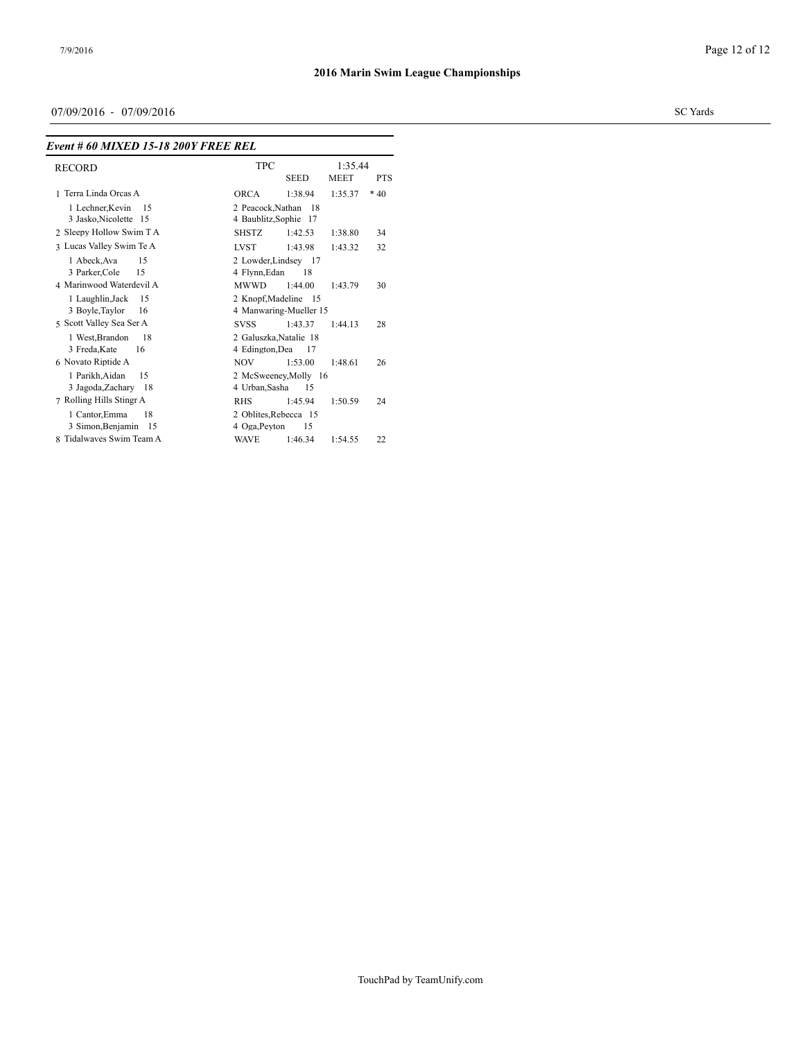## 2016 Marin Swim League Championships

07/09/2016 - 07/09/2016

SC Yards

### *Event # 60 MIXED 15-18 200Y FREE REL*

| RECORD | TPC | | 1:35.44 | |
|---|---|---|---|---|
| | | SEED | MEET | PTS |
| 1 Terra Linda Orcas A | ORCA | 1:38.94 | 1:35.37 | * 40 |
| 1 Lechner,Kevin 15 | 2 Peacock,Nathan 18 | | | |
| 3 Jasko,Nicolette 15 | 4 Baublitz,Sophie 17 | | | |
| 2 Sleepy Hollow Swim T A | SHSTZ | 1:42.53 | 1:38.80 | 34 |
| 3 Lucas Valley Swim Te A | LVST | 1:43.98 | 1:43.32 | 32 |
| 1 Abeck,Ava 15 | 2 Lowder,Lindsey 17 | | | |
| 3 Parker,Cole 15 | 4 Flynn,Edan 18 | | | |
| 4 Marinwood Waterdevil A | MWWD | 1:44.00 | 1:43.79 | 30 |
| 1 Laughlin,Jack 15 | 2 Knopf,Madeline 15 | | | |
| 3 Boyle,Taylor 16 | 4 Manwaring-Mueller 15 | | | |
| 5 Scott Valley Sea Ser A | SVSS | 1:43.37 | 1:44.13 | 28 |
| 1 West,Brandon 18 | 2 Galuszka,Natalie 18 | | | |
| 3 Freda,Kate 16 | 4 Edington,Dea 17 | | | |
| 6 Novato Riptide A | NOV | 1:53.00 | 1:48.61 | 26 |
| 1 Parikh,Aidan 15 | 2 McSweeney,Molly 16 | | | |
| 3 Jagoda,Zachary 18 | 4 Urban,Sasha 15 | | | |
| 7 Rolling Hills Stingr A | RHS | 1:45.94 | 1:50.59 | 24 |
| 1 Cantor,Emma 18 | 2 Oblites,Rebecca 15 | | | |
| 3 Simon,Benjamin 15 | 4 Oga,Peyton 15 | | | |
| 8 Tidalwaves Swim Team A | WAVE | 1:46.34 | 1:54.55 | 22 |

TouchPad by TeamUnify.com